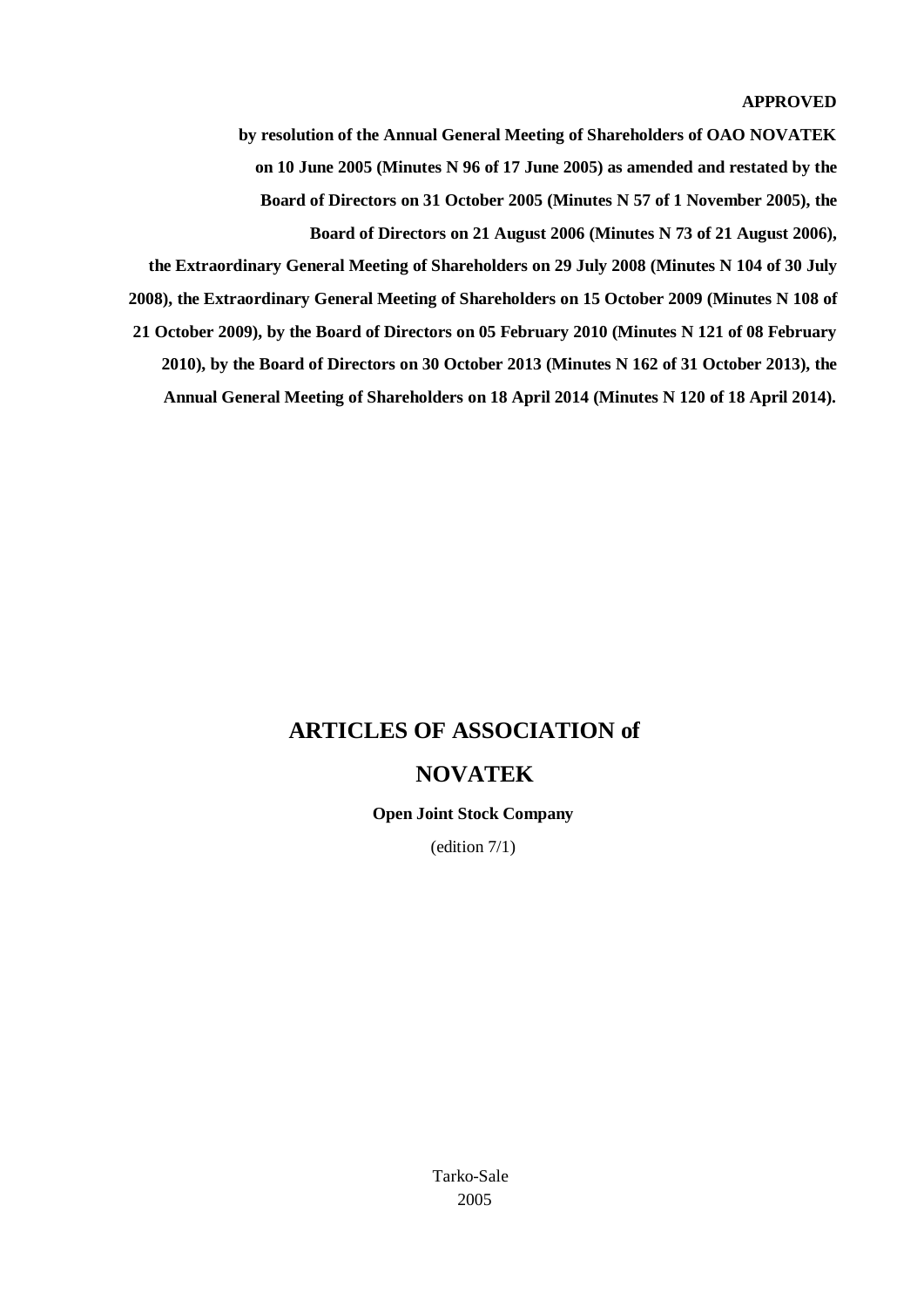**APPROVED**

**by resolution of the Annual General Meeting of Shareholders of OAO NOVATEK on 10 June 2005 (Minutes N 96 of 17 June 2005) as amended and restated by the Board of Directors on 31 October 2005 (Minutes N 57 of 1 November 2005), the Board of Directors on 21 August 2006 (Minutes N 73 of 21 August 2006), the Extraordinary General Meeting of Shareholders on 29 July 2008 (Minutes N 104 of 30 July 2008), the Extraordinary General Meeting of Shareholders on 15 October 2009 (Minutes N 108 of 21 October 2009), by the Board of Directors on 05 February 2010 (Minutes N 121 of 08 February 2010), by the Board of Directors on 30 October 2013 (Minutes N 162 of 31 October 2013), the Annual General Meeting of Shareholders on 18 April 2014 (Minutes N 120 of 18 April 2014).**

# ARTICLES OF ASSOCIATION of NOVATEK

**Open Joint Stock Company**

(edition 7/1)

Tarko-Sale

2005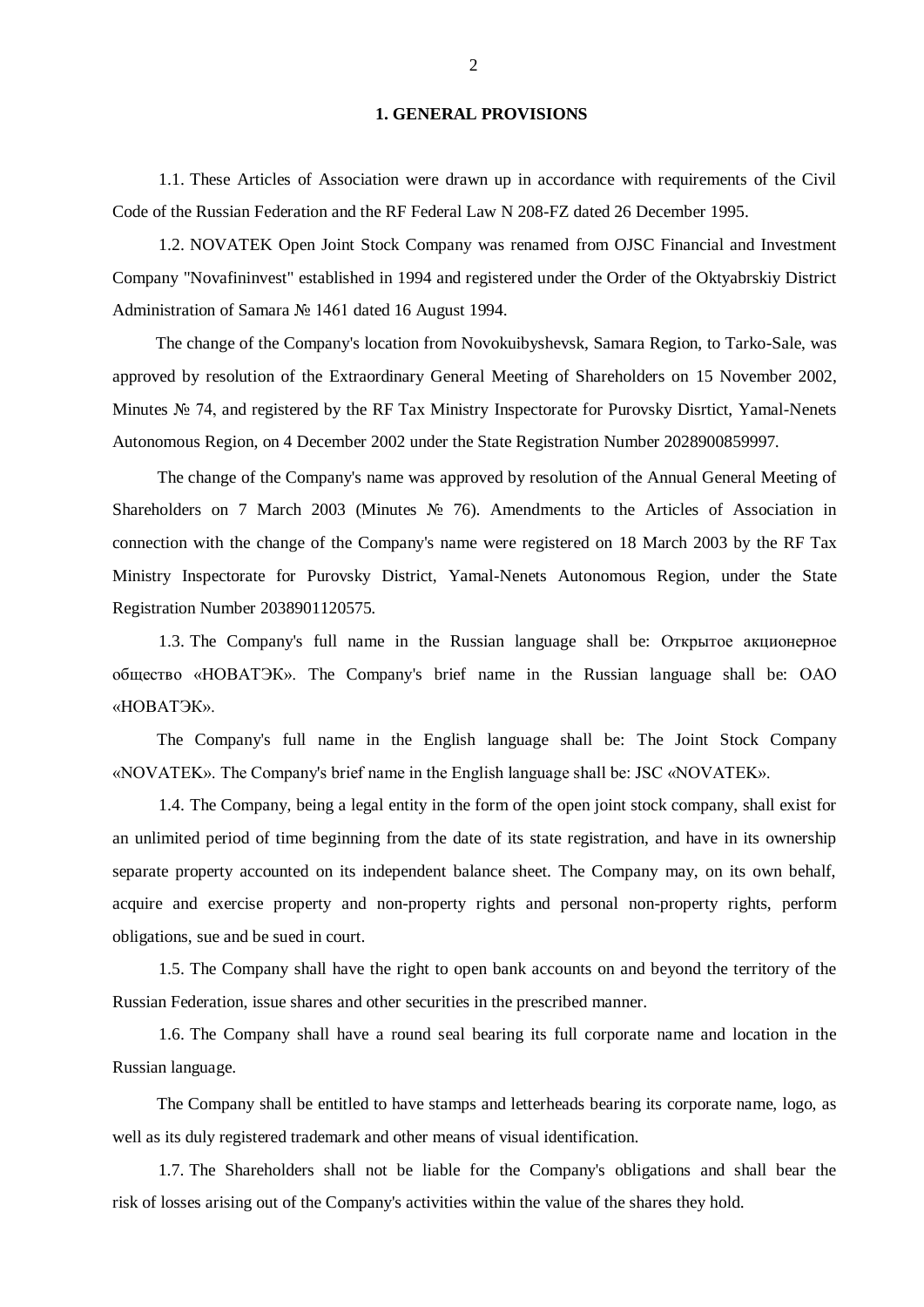# 1. GENERAL PROVISIONS

1.1. These Articles of Association were drawn up in accordance with requirements of the Civil Code of the Russian Federation and the RF Federal Law N 208-FZ dated 26 December 1995.

1.2. NOVATEK Open Joint Stock Company was renamed from OJSC Financial and Investment Company "Novafininvest" established in 1994 and registered under the Order of the Oktyabrskiy District Administration of Samara № 1461 dated 16 August 1994.

The change of the Company's location from Novokuibyshevsk, Samara Region, to Tarko-Sale, was approved by resolution of the Extraordinary General Meeting of Shareholders on 15 November 2002, Minutes № 74, and registered by the RF Tax Ministry Inspectorate for Purovsky Disrtict, Yamal-Nenets Autonomous Region, on 4 December 2002 under the State Registration Number 2028900859997.

The change of the Company's name was approved by resolution of the Annual General Meeting of Shareholders on 7 March 2003 (Minutes № 76). Amendments to the Articles of Association in connection with the change of the Company's name were registered on 18 March 2003 by the RF Tax Ministry Inspectorate for Purovsky District, Yamal-Nenets Autonomous Region, under the State Registration Number 2038901120575.

1.3. The Company's full name in the Russian language shall be: Открытое акционерное общество «НОВАТЭК». The Company's brief name in the Russian language shall be: ОАО «НОВАТЭК».

The Company's full name in the English language shall be: The Joint Stock Company «NOVATEK». The Company's brief name in the English language shall be: JSC «NOVATEK».

1.4. The Company, being a legal entity in the form of the open joint stock company, shall exist for an unlimited period of time beginning from the date of its state registration, and have in its ownership separate property accounted on its independent balance sheet. The Company may, on its own behalf, acquire and exercise property and non-property rights and personal non-property rights, perform obligations, sue and be sued in court.

1.5. The Company shall have the right to open bank accounts on and beyond the territory of the Russian Federation, issue shares and other securities in the prescribed manner.

1.6. The Company shall have a round seal bearing its full corporate name and location in the Russian language.

The Company shall be entitled to have stamps and letterheads bearing its corporate name, logo, as well as its duly registered trademark and other means of visual identification.

1.7. The Shareholders shall not be liable for the Company's obligations and shall bear the risk of losses arising out of the Company's activities within the value of the shares they hold.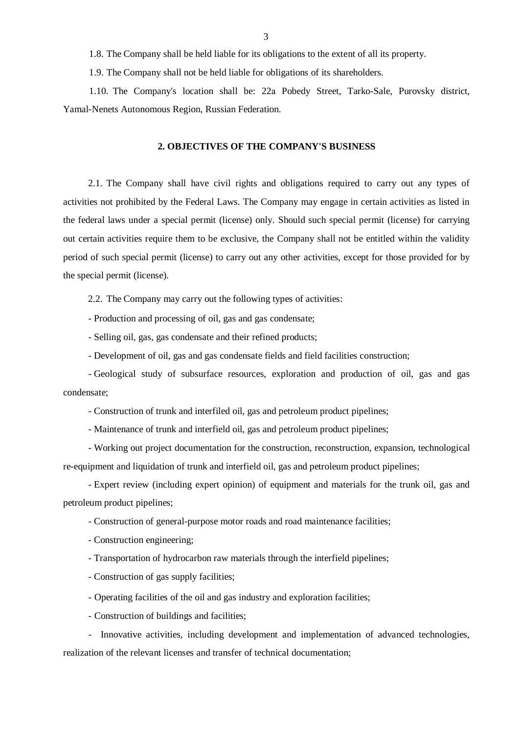1.8. The Company shall be held liable for its obligations to the extent of all its property.

1.9. The Company shall not be held liable for obligations of its shareholders.

1.10. The Company's location shall be: 22a Pobedy Street, Tarko-Sale, Purovsky district, Yamal-Nenets Autonomous Region, Russian Federation.

## 2. OBJECTIVES OF THE COMPANY'S BUSINESS

2.1. The Company shall have civil rights and obligations required to carry out any types of activities not prohibited by the Federal Laws. The Company may engage in certain activities as listed in the federal laws under a special permit (license) only. Should such special permit (license) for carrying out certain activities require them to be exclusive, the Company shall not be entitled within the validity period of such special permit (license) to carry out any other activities, except for those provided for by the special permit (license).

2.2. The Company may carry out the following types of activities:

- Production and processing of oil, gas and gas condensate;
- Selling oil, gas, gas condensate and their refined products;
- Development of oil, gas and gas condensate fields and field facilities construction;
- Geological study of subsurface resources, exploration and production of oil, gas and gas condensate;
- Construction of trunk and interfiled oil, gas and petroleum product pipelines;
- Maintenance of trunk and interfield oil, gas and petroleum product pipelines;
- Working out project documentation for the construction, reconstruction, expansion, technological re-equipment and liquidation of trunk and interfield oil, gas and petroleum product pipelines;
- Expert review (including expert opinion) of equipment and materials for the trunk oil, gas and petroleum product pipelines;
- Construction of general-purpose motor roads and road maintenance facilities;
- Construction engineering;
- Transportation of hydrocarbon raw materials through the interfield pipelines;
- Construction of gas supply facilities;
- Operating facilities of the oil and gas industry and exploration facilities;
- Construction of buildings and facilities;
- Innovative activities, including development and implementation of advanced technologies, realization of the relevant licenses and transfer of technical documentation;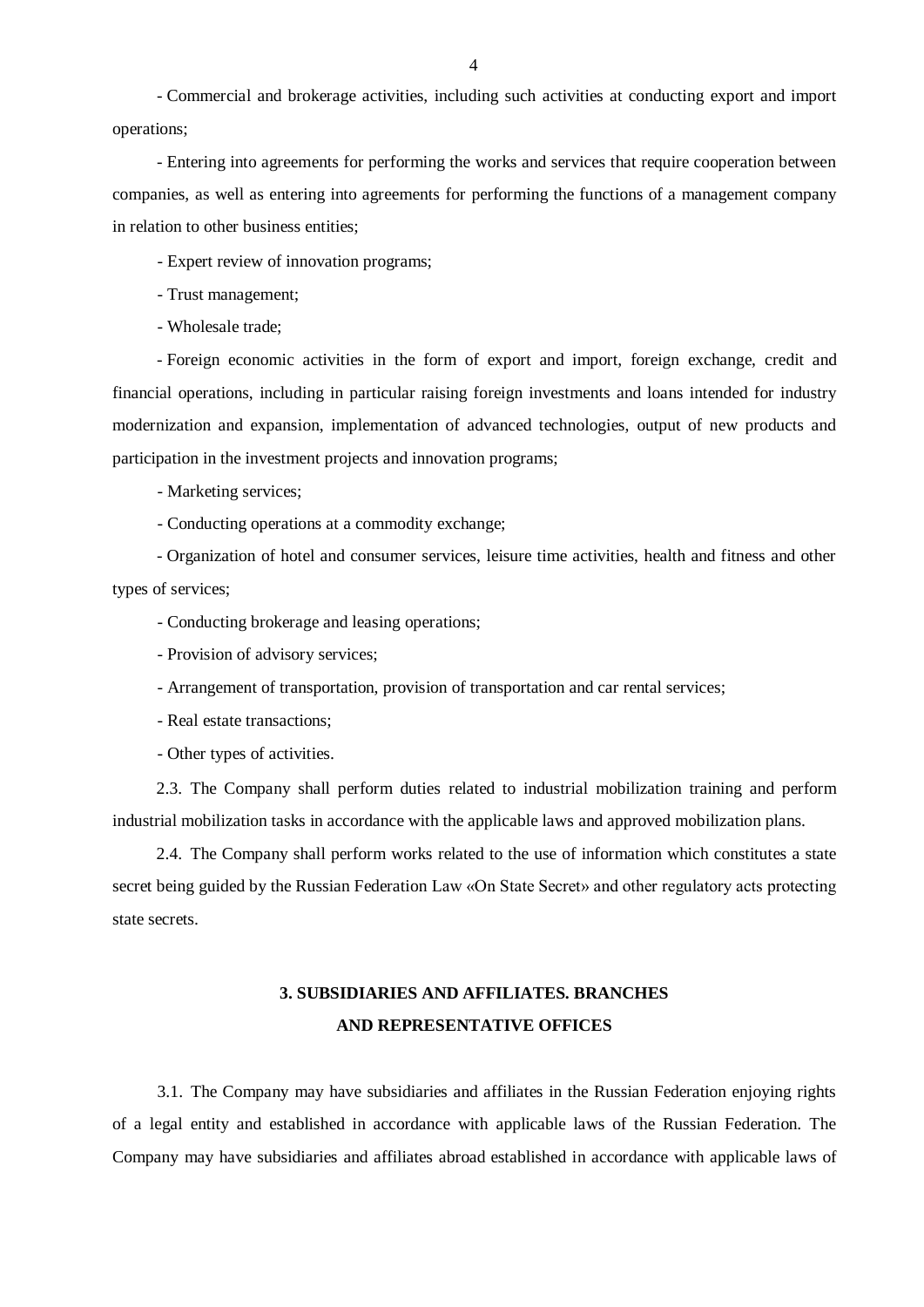- Commercial and brokerage activities, including such activities at conducting export and import operations;

- Entering into agreements for performing the works and services that require cooperation between companies, as well as entering into agreements for performing the functions of a management company in relation to other business entities;

- Expert review of innovation programs;

- Trust management;

- Wholesale trade;

- Foreign economic activities in the form of export and import, foreign exchange, credit and financial operations, including in particular raising foreign investments and loans intended for industry modernization and expansion, implementation of advanced technologies, output of new products and participation in the investment projects and innovation programs;

- Marketing services;

- Conducting operations at a commodity exchange;

- Organization of hotel and consumer services, leisure time activities, health and fitness and other types of services;

- Conducting brokerage and leasing operations;

- Provision of advisory services;

- Arrangement of transportation, provision of transportation and car rental services;

- Real estate transactions;

- Other types of activities.

2.3. The Company shall perform duties related to industrial mobilization training and perform industrial mobilization tasks in accordance with the applicable laws and approved mobilization plans.

2.4. The Company shall perform works related to the use of information which constitutes a state secret being guided by the Russian Federation Law «On State Secret» and other regulatory acts protecting state secrets.

## 3. SUBSIDIARIES AND AFFILIATES. BRANCHES AND REPRESENTATIVE OFFICES

3.1. The Company may have subsidiaries and affiliates in the Russian Federation enjoying rights of a legal entity and established in accordance with applicable laws of the Russian Federation. The Company may have subsidiaries and affiliates abroad established in accordance with applicable laws of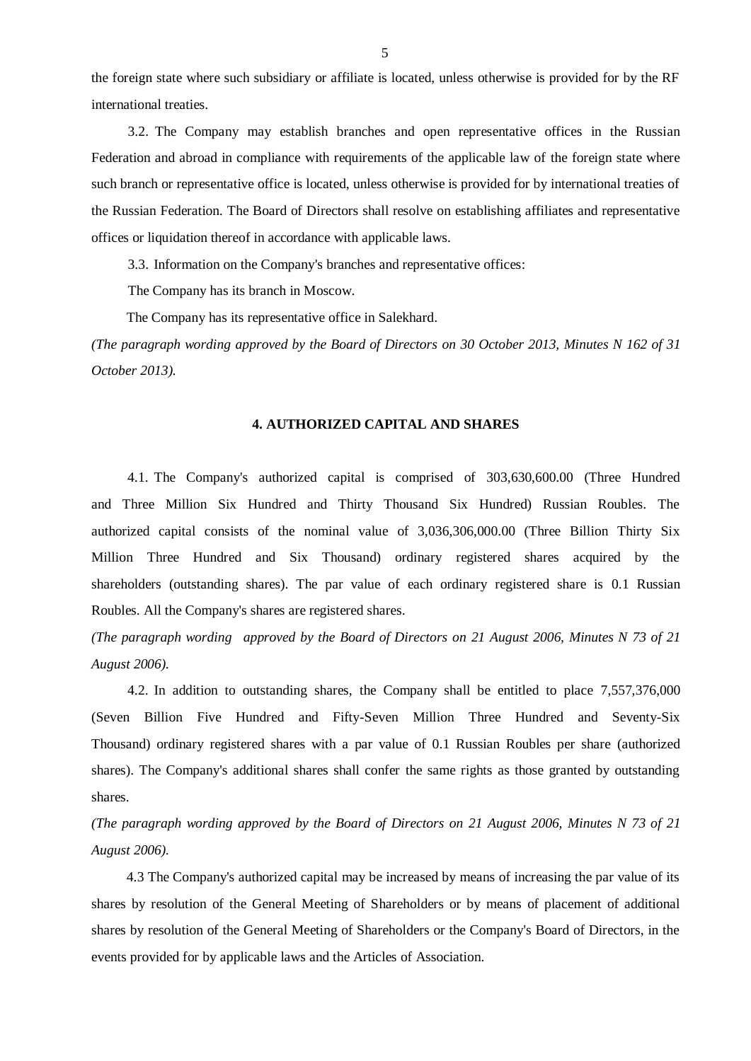the foreign state where such subsidiary or affiliate is located, unless otherwise is provided for by the RF international treaties.

3.2. The Company may establish branches and open representative offices in the Russian Federation and abroad in compliance with requirements of the applicable law of the foreign state where such branch or representative office is located, unless otherwise is provided for by international treaties of the Russian Federation. The Board of Directors shall resolve on establishing affiliates and representative offices or liquidation thereof in accordance with applicable laws.

3.3. Information on the Company's branches and representative offices:

The Company has its branch in Moscow.

The Company has its representative office in Salekhard.

*(The paragraph wording approved by the Board of Directors on 30 October 2013, Minutes N 162 of 31 October 2013).*

## 4. AUTHORIZED CAPITAL AND SHARES

4.1. The Company's authorized capital is comprised of 303,630,600.00 (Three Hundred and Three Million Six Hundred and Thirty Thousand Six Hundred) Russian Roubles. The authorized capital consists of the nominal value of 3,036,306,000.00 (Three Billion Thirty Six Million Three Hundred and Six Thousand) ordinary registered shares acquired by the shareholders (outstanding shares). The par value of each ordinary registered share is 0.1 Russian Roubles. All the Company's shares are registered shares.

*(The paragraph wording approved by the Board of Directors on 21 August 2006, Minutes N 73 of 21 August 2006).*

4.2. In addition to outstanding shares, the Company shall be entitled to place 7,557,376,000 (Seven Billion Five Hundred and Fifty-Seven Million Three Hundred and Seventy-Six Thousand) ordinary registered shares with a par value of 0.1 Russian Roubles per share (authorized shares). The Company's additional shares shall confer the same rights as those granted by outstanding shares.

*(The paragraph wording approved by the Board of Directors on 21 August 2006, Minutes N 73 of 21 August 2006).*

4.3 The Company's authorized capital may be increased by means of increasing the par value of its shares by resolution of the General Meeting of Shareholders or by means of placement of additional shares by resolution of the General Meeting of Shareholders or the Company's Board of Directors, in the events provided for by applicable laws and the Articles of Association.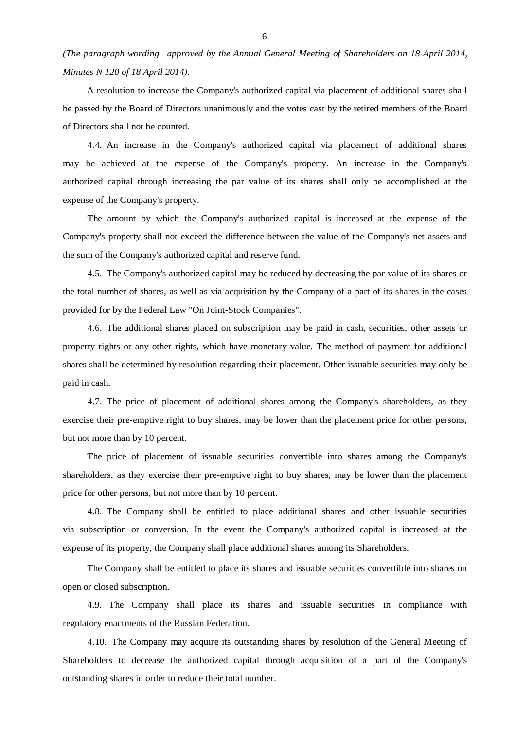*(The paragraph wording approved by the Annual General Meeting of Shareholders on 18 April 2014, Minutes N 120 of 18 April 2014).*

A resolution to increase the Company's authorized capital via placement of additional shares shall be passed by the Board of Directors unanimously and the votes cast by the retired members of the Board of Directors shall not be counted.

4.4. An increase in the Company's authorized capital via placement of additional shares may be achieved at the expense of the Company's property. An increase in the Company's authorized capital through increasing the par value of its shares shall only be accomplished at the expense of the Company's property.

The amount by which the Company's authorized capital is increased at the expense of the Company's property shall not exceed the difference between the value of the Company's net assets and the sum of the Company's authorized capital and reserve fund.

4.5. The Company's authorized capital may be reduced by decreasing the par value of its shares or the total number of shares, as well as via acquisition by the Company of a part of its shares in the cases provided for by the Federal Law "On Joint-Stock Companies".

4.6. The additional shares placed on subscription may be paid in cash, securities, other assets or property rights or any other rights, which have monetary value. The method of payment for additional shares shall be determined by resolution regarding their placement. Other issuable securities may only be paid in cash.

4.7. The price of placement of additional shares among the Company's shareholders, as they exercise their pre-emptive right to buy shares, may be lower than the placement price for other persons, but not more than by 10 percent.

The price of placement of issuable securities convertible into shares among the Company's shareholders, as they exercise their pre-emptive right to buy shares, may be lower than the placement price for other persons, but not more than by 10 percent.

4.8. The Company shall be entitled to place additional shares and other issuable securities via subscription or conversion. In the event the Company's authorized capital is increased at the expense of its property, the Company shall place additional shares among its Shareholders.

The Company shall be entitled to place its shares and issuable securities convertible into shares on open or closed subscription.

4.9. The Company shall place its shares and issuable securities in compliance with regulatory enactments of the Russian Federation.

4.10. The Company may acquire its outstanding shares by resolution of the General Meeting of Shareholders to decrease the authorized capital through acquisition of a part of the Company's outstanding shares in order to reduce their total number.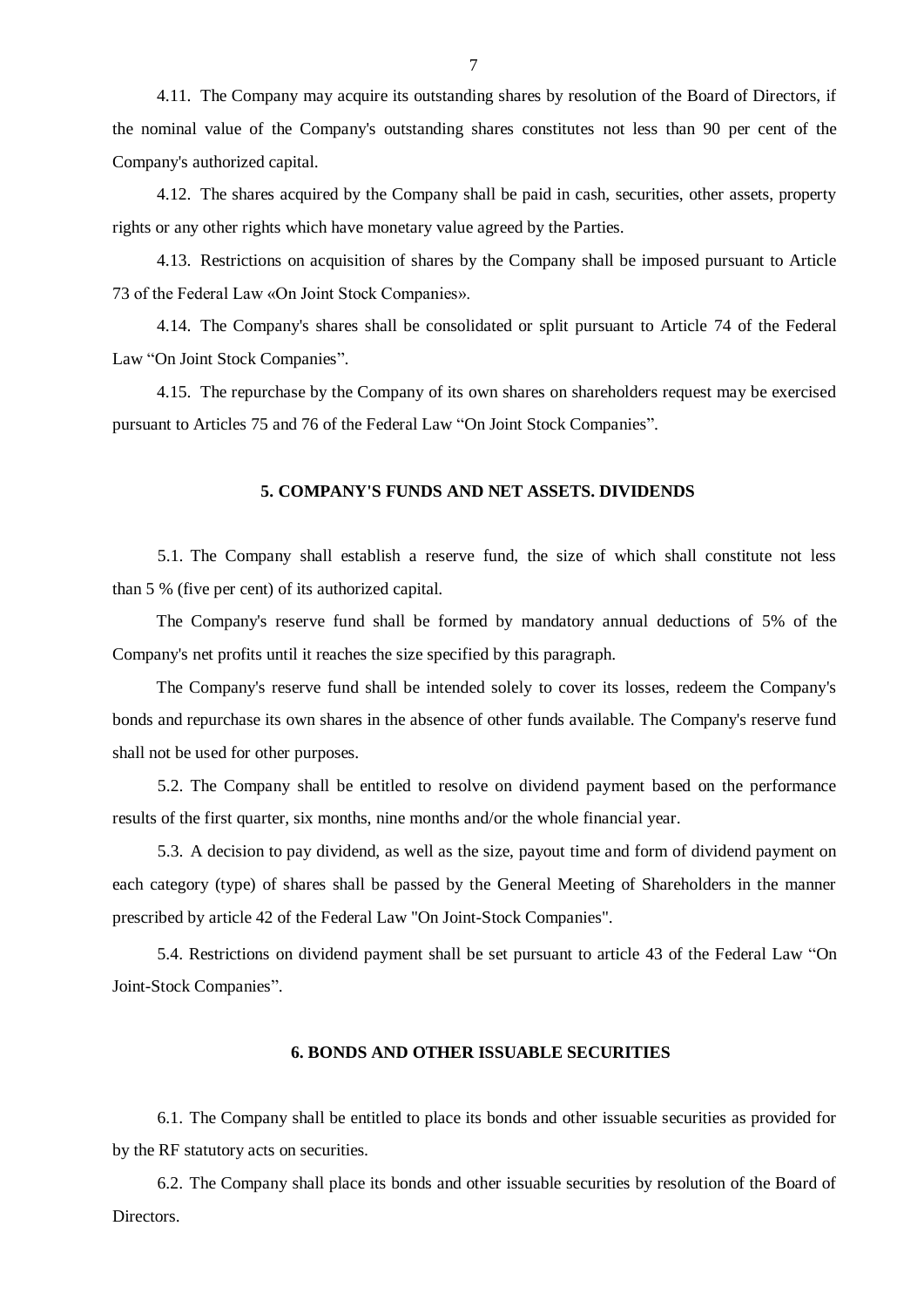4.11. The Company may acquire its outstanding shares by resolution of the Board of Directors, if the nominal value of the Company's outstanding shares constitutes not less than 90 per cent of the Company's authorized capital.

4.12. The shares acquired by the Company shall be paid in cash, securities, other assets, property rights or any other rights which have monetary value agreed by the Parties.

4.13. Restrictions on acquisition of shares by the Company shall be imposed pursuant to Article 73 of the Federal Law «On Joint Stock Companies».

4.14. The Company's shares shall be consolidated or split pursuant to Article 74 of the Federal Law "On Joint Stock Companies".

4.15. The repurchase by the Company of its own shares on shareholders request may be exercised pursuant to Articles 75 and 76 of the Federal Law "On Joint Stock Companies".

## 5. COMPANY'S FUNDS AND NET ASSETS. DIVIDENDS

5.1. The Company shall establish a reserve fund, the size of which shall constitute not less than 5 % (five per cent) of its authorized capital.

The Company's reserve fund shall be formed by mandatory annual deductions of 5% of the Company's net profits until it reaches the size specified by this paragraph.

The Company's reserve fund shall be intended solely to cover its losses, redeem the Company's bonds and repurchase its own shares in the absence of other funds available. The Company's reserve fund shall not be used for other purposes.

5.2. The Company shall be entitled to resolve on dividend payment based on the performance results of the first quarter, six months, nine months and/or the whole financial year.

5.3. A decision to pay dividend, as well as the size, payout time and form of dividend payment on each category (type) of shares shall be passed by the General Meeting of Shareholders in the manner prescribed by article 42 of the Federal Law "On Joint-Stock Companies".

5.4. Restrictions on dividend payment shall be set pursuant to article 43 of the Federal Law "On Joint-Stock Companies".

## 6. BONDS AND OTHER ISSUABLE SECURITIES

6.1. The Company shall be entitled to place its bonds and other issuable securities as provided for by the RF statutory acts on securities.

6.2. The Company shall place its bonds and other issuable securities by resolution of the Board of Directors.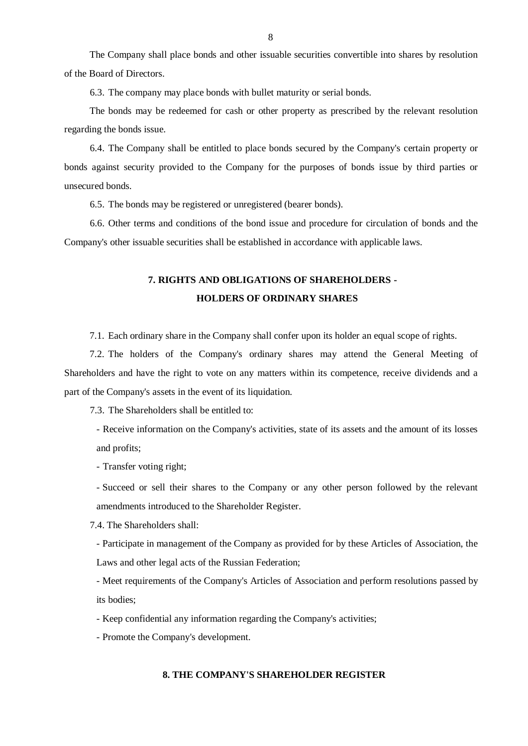The Company shall place bonds and other issuable securities convertible into shares by resolution of the Board of Directors.

6.3. The company may place bonds with bullet maturity or serial bonds.

The bonds may be redeemed for cash or other property as prescribed by the relevant resolution regarding the bonds issue.

6.4. The Company shall be entitled to place bonds secured by the Company's certain property or bonds against security provided to the Company for the purposes of bonds issue by third parties or unsecured bonds.

6.5. The bonds may be registered or unregistered (bearer bonds).

6.6. Other terms and conditions of the bond issue and procedure for circulation of bonds and the Company's other issuable securities shall be established in accordance with applicable laws.

## 7. RIGHTS AND OBLIGATIONS OF SHAREHOLDERS - HOLDERS OF ORDINARY SHARES

7.1. Each ordinary share in the Company shall confer upon its holder an equal scope of rights.

7.2. The holders of the Company's ordinary shares may attend the General Meeting of Shareholders and have the right to vote on any matters within its competence, receive dividends and a part of the Company's assets in the event of its liquidation.

7.3. The Shareholders shall be entitled to:

- Receive information on the Company's activities, state of its assets and the amount of its losses and profits;
- Transfer voting right;
- Succeed or sell their shares to the Company or any other person followed by the relevant amendments introduced to the Shareholder Register.

7.4. The Shareholders shall:

- Participate in management of the Company as provided for by these Articles of Association, the Laws and other legal acts of the Russian Federation;
- Meet requirements of the Company's Articles of Association and perform resolutions passed by its bodies;
- Keep confidential any information regarding the Company's activities;
- Promote the Company's development.

## 8. THE COMPANY'S SHAREHOLDER REGISTER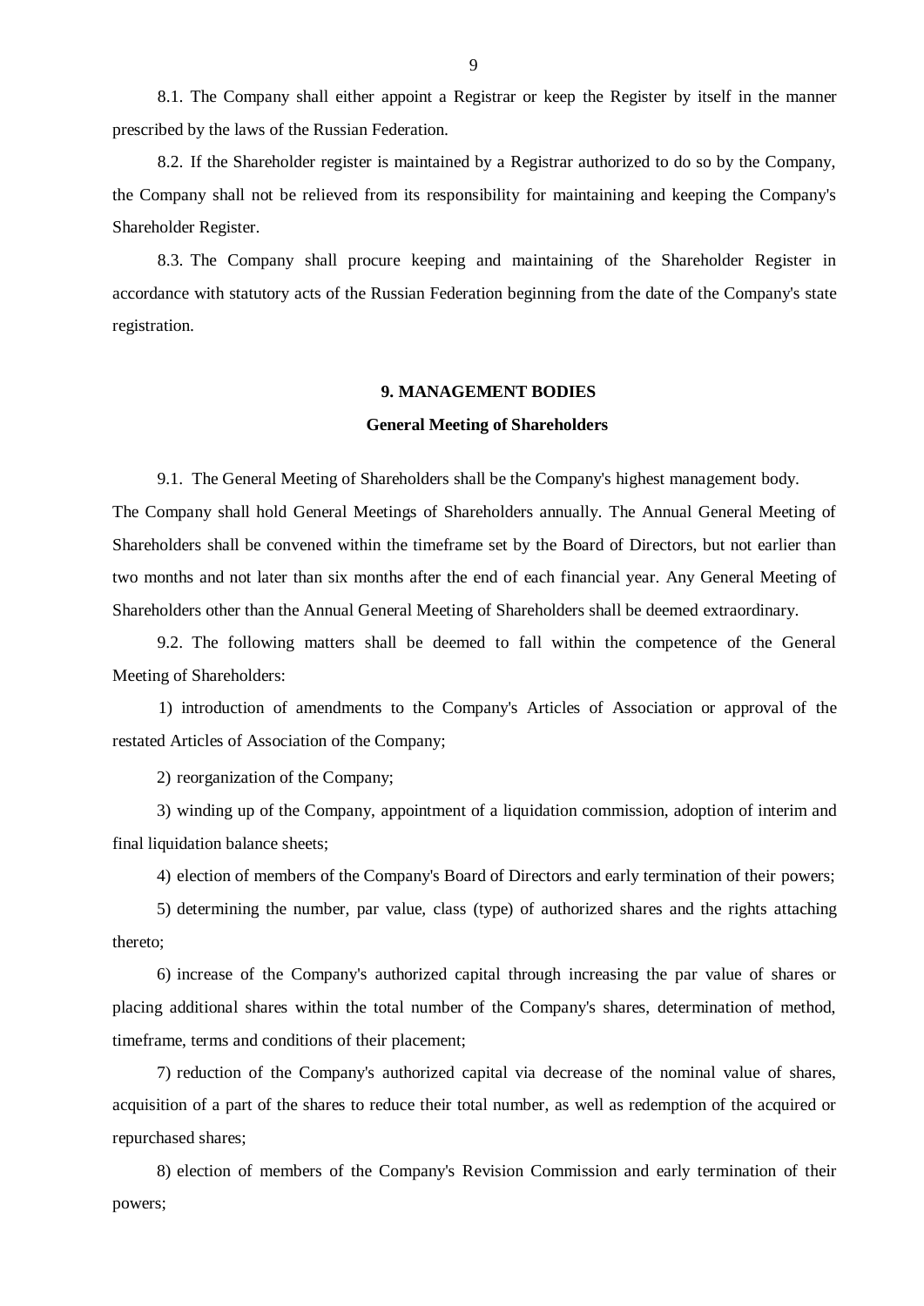8.1. The Company shall either appoint a Registrar or keep the Register by itself in the manner prescribed by the laws of the Russian Federation.

8.2. If the Shareholder register is maintained by a Registrar authorized to do so by the Company, the Company shall not be relieved from its responsibility for maintaining and keeping the Company's Shareholder Register.

8.3. The Company shall procure keeping and maintaining of the Shareholder Register in accordance with statutory acts of the Russian Federation beginning from the date of the Company's state registration.

## 9. MANAGEMENT BODIES

### General Meeting of Shareholders

9.1. The General Meeting of Shareholders shall be the Company's highest management body. The Company shall hold General Meetings of Shareholders annually. The Annual General Meeting of Shareholders shall be convened within the timeframe set by the Board of Directors, but not earlier than two months and not later than six months after the end of each financial year. Any General Meeting of Shareholders other than the Annual General Meeting of Shareholders shall be deemed extraordinary.

9.2. The following matters shall be deemed to fall within the competence of the General Meeting of Shareholders:

1) introduction of amendments to the Company's Articles of Association or approval of the restated Articles of Association of the Company;

2) reorganization of the Company;

3) winding up of the Company, appointment of a liquidation commission, adoption of interim and final liquidation balance sheets;

4) election of members of the Company's Board of Directors and early termination of their powers;

5) determining the number, par value, class (type) of authorized shares and the rights attaching thereto;

6) increase of the Company's authorized capital through increasing the par value of shares or placing additional shares within the total number of the Company's shares, determination of method, timeframe, terms and conditions of their placement;

7) reduction of the Company's authorized capital via decrease of the nominal value of shares, acquisition of a part of the shares to reduce their total number, as well as redemption of the acquired or repurchased shares;

8) election of members of the Company's Revision Commission and early termination of their powers;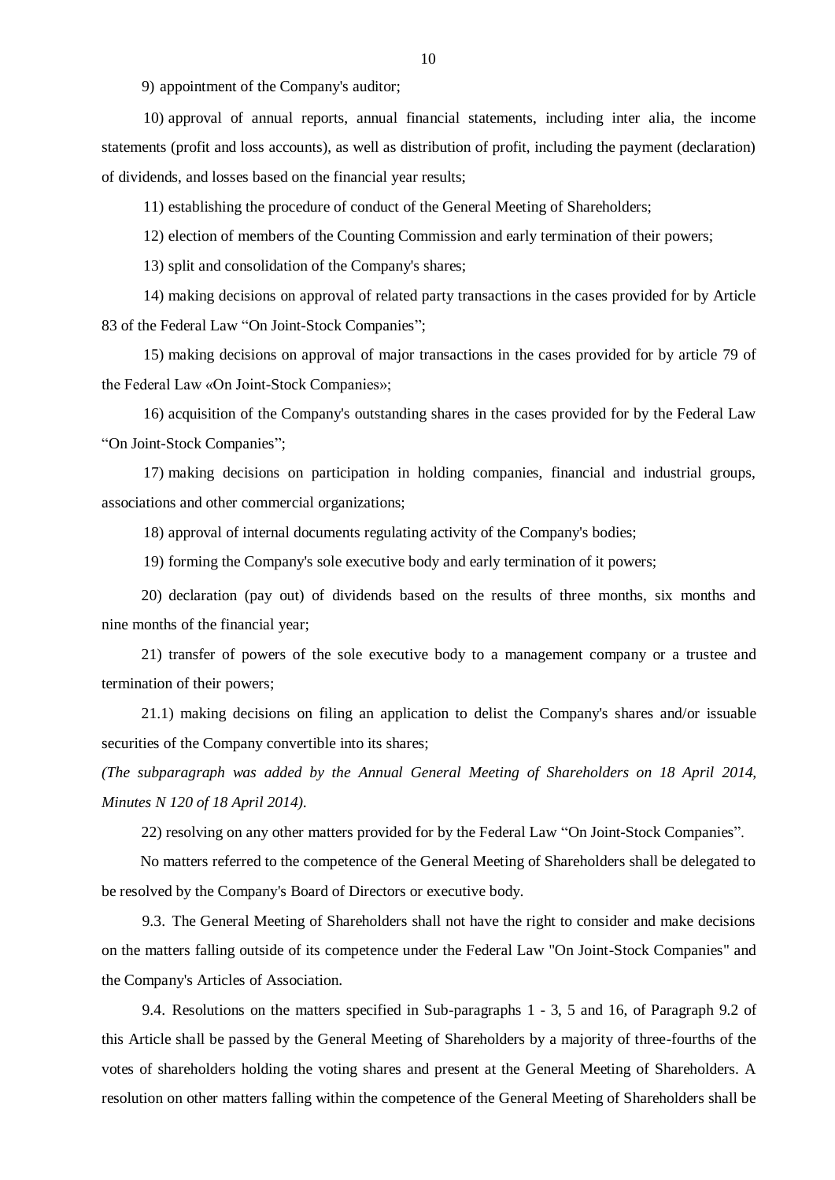9) appointment of the Company's auditor;

10) approval of annual reports, annual financial statements, including inter alia, the income statements (profit and loss accounts), as well as distribution of profit, including the payment (declaration) of dividends, and losses based on the financial year results;

11) establishing the procedure of conduct of the General Meeting of Shareholders;

12) election of members of the Counting Commission and early termination of their powers;

13) split and consolidation of the Company's shares;

14) making decisions on approval of related party transactions in the cases provided for by Article 83 of the Federal Law "On Joint-Stock Companies";

15) making decisions on approval of major transactions in the cases provided for by article 79 of the Federal Law «On Joint-Stock Companies»;

16) acquisition of the Company's outstanding shares in the cases provided for by the Federal Law "On Joint-Stock Companies";

17) making decisions on participation in holding companies, financial and industrial groups, associations and other commercial organizations;

18) approval of internal documents regulating activity of the Company's bodies;

19) forming the Company's sole executive body and early termination of it powers;

20) declaration (pay out) of dividends based on the results of three months, six months and nine months of the financial year;

21) transfer of powers of the sole executive body to a management company or a trustee and termination of their powers;

21.1) making decisions on filing an application to delist the Company's shares and/or issuable securities of the Company convertible into its shares;

*(The subparagraph was added by the Annual General Meeting of Shareholders on 18 April 2014, Minutes N 120 of 18 April 2014).*

22) resolving on any other matters provided for by the Federal Law "On Joint-Stock Companies".

No matters referred to the competence of the General Meeting of Shareholders shall be delegated to be resolved by the Company's Board of Directors or executive body.

9.3. The General Meeting of Shareholders shall not have the right to consider and make decisions on the matters falling outside of its competence under the Federal Law "On Joint-Stock Companies" and the Company's Articles of Association.

9.4. Resolutions on the matters specified in Sub-paragraphs 1 - 3, 5 and 16, of Paragraph 9.2 of this Article shall be passed by the General Meeting of Shareholders by a majority of three-fourths of the votes of shareholders holding the voting shares and present at the General Meeting of Shareholders. A resolution on other matters falling within the competence of the General Meeting of Shareholders shall be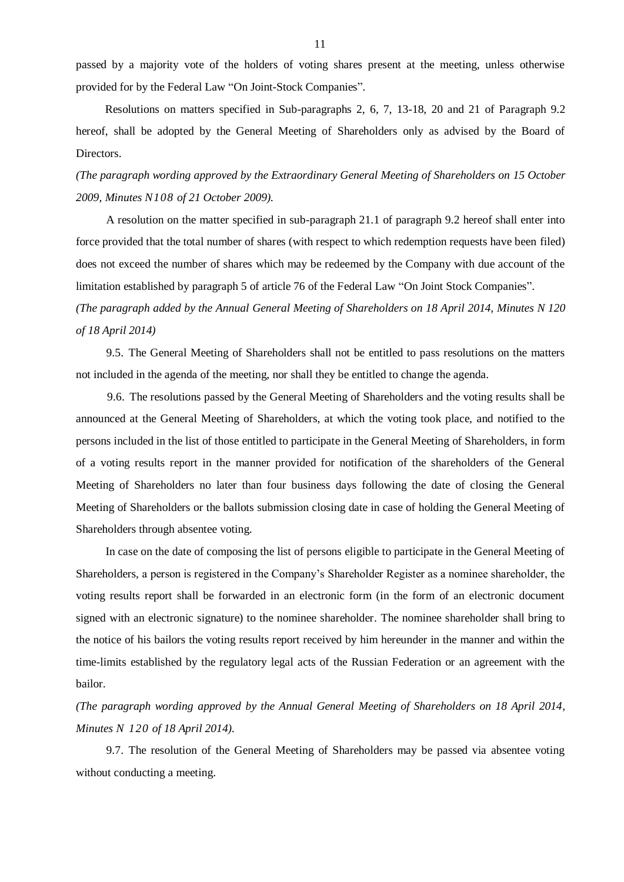passed by a majority vote of the holders of voting shares present at the meeting, unless otherwise provided for by the Federal Law "On Joint-Stock Companies".

Resolutions on matters specified in Sub-paragraphs 2, 6, 7, 13-18, 20 and 21 of Paragraph 9.2 hereof, shall be adopted by the General Meeting of Shareholders only as advised by the Board of Directors.

*(The paragraph wording approved by the Extraordinary General Meeting of Shareholders on 15 October 2009, Minutes N108 of 21 October 2009).*

A resolution on the matter specified in sub-paragraph 21.1 of paragraph 9.2 hereof shall enter into force provided that the total number of shares (with respect to which redemption requests have been filed) does not exceed the number of shares which may be redeemed by the Company with due account of the limitation established by paragraph 5 of article 76 of the Federal Law "On Joint Stock Companies".

*(The paragraph added by the Annual General Meeting of Shareholders on 18 April 2014, Minutes N 120 of 18 April 2014)*

9.5. The General Meeting of Shareholders shall not be entitled to pass resolutions on the matters not included in the agenda of the meeting, nor shall they be entitled to change the agenda.

9.6. The resolutions passed by the General Meeting of Shareholders and the voting results shall be announced at the General Meeting of Shareholders, at which the voting took place, and notified to the persons included in the list of those entitled to participate in the General Meeting of Shareholders, in form of a voting results report in the manner provided for notification of the shareholders of the General Meeting of Shareholders no later than four business days following the date of closing the General Meeting of Shareholders or the ballots submission closing date in case of holding the General Meeting of Shareholders through absentee voting.

In case on the date of composing the list of persons eligible to participate in the General Meeting of Shareholders, a person is registered in the Company's Shareholder Register as a nominee shareholder, the voting results report shall be forwarded in an electronic form (in the form of an electronic document signed with an electronic signature) to the nominee shareholder. The nominee shareholder shall bring to the notice of his bailors the voting results report received by him hereunder in the manner and within the time-limits established by the regulatory legal acts of the Russian Federation or an agreement with the bailor.

*(The paragraph wording approved by the Annual General Meeting of Shareholders on 18 April 2014, Minutes N 120 of 18 April 2014).*

9.7. The resolution of the General Meeting of Shareholders may be passed via absentee voting without conducting a meeting.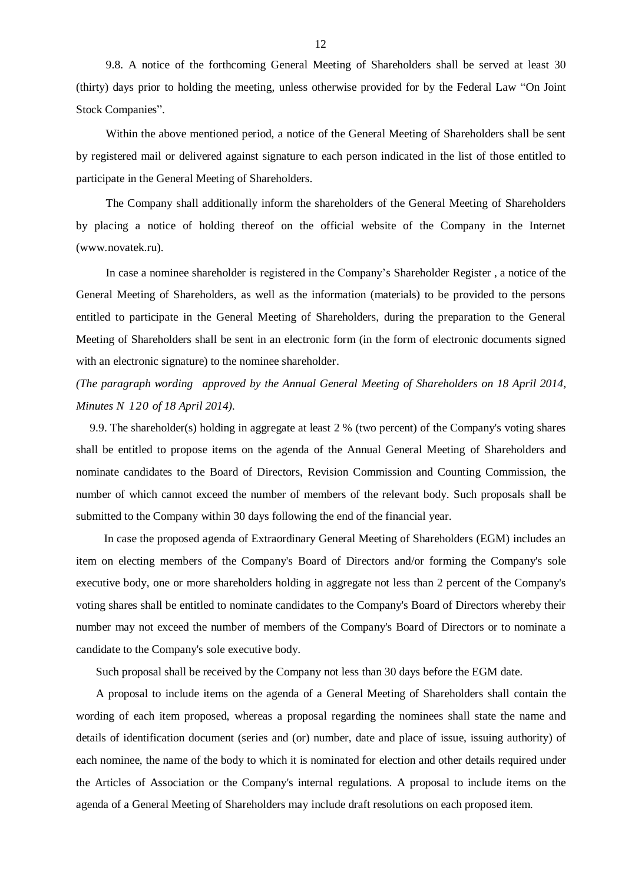9.8. A notice of the forthcoming General Meeting of Shareholders shall be served at least 30 (thirty) days prior to holding the meeting, unless otherwise provided for by the Federal Law "On Joint Stock Companies".

Within the above mentioned period, a notice of the General Meeting of Shareholders shall be sent by registered mail or delivered against signature to each person indicated in the list of those entitled to participate in the General Meeting of Shareholders.

The Company shall additionally inform the shareholders of the General Meeting of Shareholders by placing a notice of holding thereof on the official website of the Company in the Internet (www.novatek.ru).

In case a nominee shareholder is registered in the Company's Shareholder Register , a notice of the General Meeting of Shareholders, as well as the information (materials) to be provided to the persons entitled to participate in the General Meeting of Shareholders, during the preparation to the General Meeting of Shareholders shall be sent in an electronic form (in the form of electronic documents signed with an electronic signature) to the nominee shareholder.

*(The paragraph wording approved by the Annual General Meeting of Shareholders on 18 April 2014, Minutes N 120 of 18 April 2014).*

9.9. The shareholder(s) holding in aggregate at least 2 % (two percent) of the Company's voting shares shall be entitled to propose items on the agenda of the Annual General Meeting of Shareholders and nominate candidates to the Board of Directors, Revision Commission and Counting Commission, the number of which cannot exceed the number of members of the relevant body. Such proposals shall be submitted to the Company within 30 days following the end of the financial year.

In case the proposed agenda of Extraordinary General Meeting of Shareholders (EGM) includes an item on electing members of the Company's Board of Directors and/or forming the Company's sole executive body, one or more shareholders holding in aggregate not less than 2 percent of the Company's voting shares shall be entitled to nominate candidates to the Company's Board of Directors whereby their number may not exceed the number of members of the Company's Board of Directors or to nominate a candidate to the Company's sole executive body.

Such proposal shall be received by the Company not less than 30 days before the EGM date.

A proposal to include items on the agenda of a General Meeting of Shareholders shall contain the wording of each item proposed, whereas a proposal regarding the nominees shall state the name and details of identification document (series and (or) number, date and place of issue, issuing authority) of each nominee, the name of the body to which it is nominated for election and other details required under the Articles of Association or the Company's internal regulations. A proposal to include items on the agenda of a General Meeting of Shareholders may include draft resolutions on each proposed item.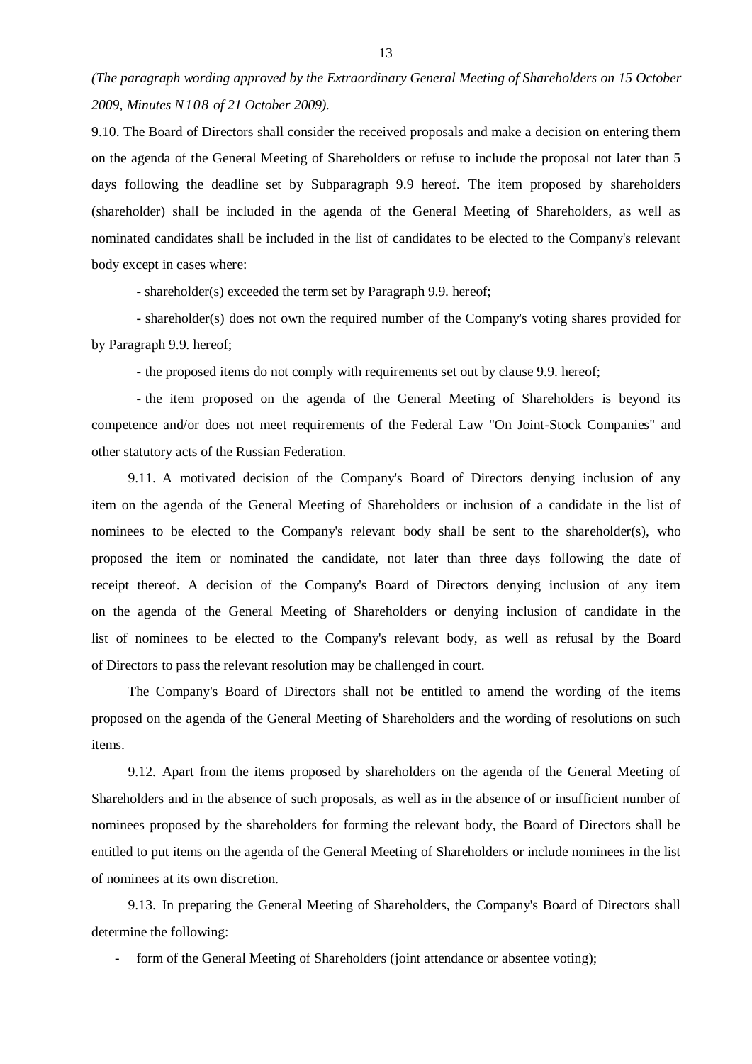*(The paragraph wording approved by the Extraordinary General Meeting of Shareholders on 15 October 2009, Minutes N108 of 21 October 2009).*

9.10. The Board of Directors shall consider the received proposals and make a decision on entering them on the agenda of the General Meeting of Shareholders or refuse to include the proposal not later than 5 days following the deadline set by Subparagraph 9.9 hereof. The item proposed by shareholders (shareholder) shall be included in the agenda of the General Meeting of Shareholders, as well as nominated candidates shall be included in the list of candidates to be elected to the Company's relevant body except in cases where:

- shareholder(s) exceeded the term set by Paragraph 9.9. hereof;
- shareholder(s) does not own the required number of the Company's voting shares provided for by Paragraph 9.9. hereof;
- the proposed items do not comply with requirements set out by clause 9.9. hereof;
- the item proposed on the agenda of the General Meeting of Shareholders is beyond its competence and/or does not meet requirements of the Federal Law "On Joint-Stock Companies" and other statutory acts of the Russian Federation.

9.11. A motivated decision of the Company's Board of Directors denying inclusion of any item on the agenda of the General Meeting of Shareholders or inclusion of a candidate in the list of nominees to be elected to the Company's relevant body shall be sent to the shareholder(s), who proposed the item or nominated the candidate, not later than three days following the date of receipt thereof. A decision of the Company's Board of Directors denying inclusion of any item on the agenda of the General Meeting of Shareholders or denying inclusion of candidate in the list of nominees to be elected to the Company's relevant body, as well as refusal by the Board of Directors to pass the relevant resolution may be challenged in court.

The Company's Board of Directors shall not be entitled to amend the wording of the items proposed on the agenda of the General Meeting of Shareholders and the wording of resolutions on such items.

9.12. Apart from the items proposed by shareholders on the agenda of the General Meeting of Shareholders and in the absence of such proposals, as well as in the absence of or insufficient number of nominees proposed by the shareholders for forming the relevant body, the Board of Directors shall be entitled to put items on the agenda of the General Meeting of Shareholders or include nominees in the list of nominees at its own discretion.

9.13. In preparing the General Meeting of Shareholders, the Company's Board of Directors shall determine the following:

- form of the General Meeting of Shareholders (joint attendance or absentee voting);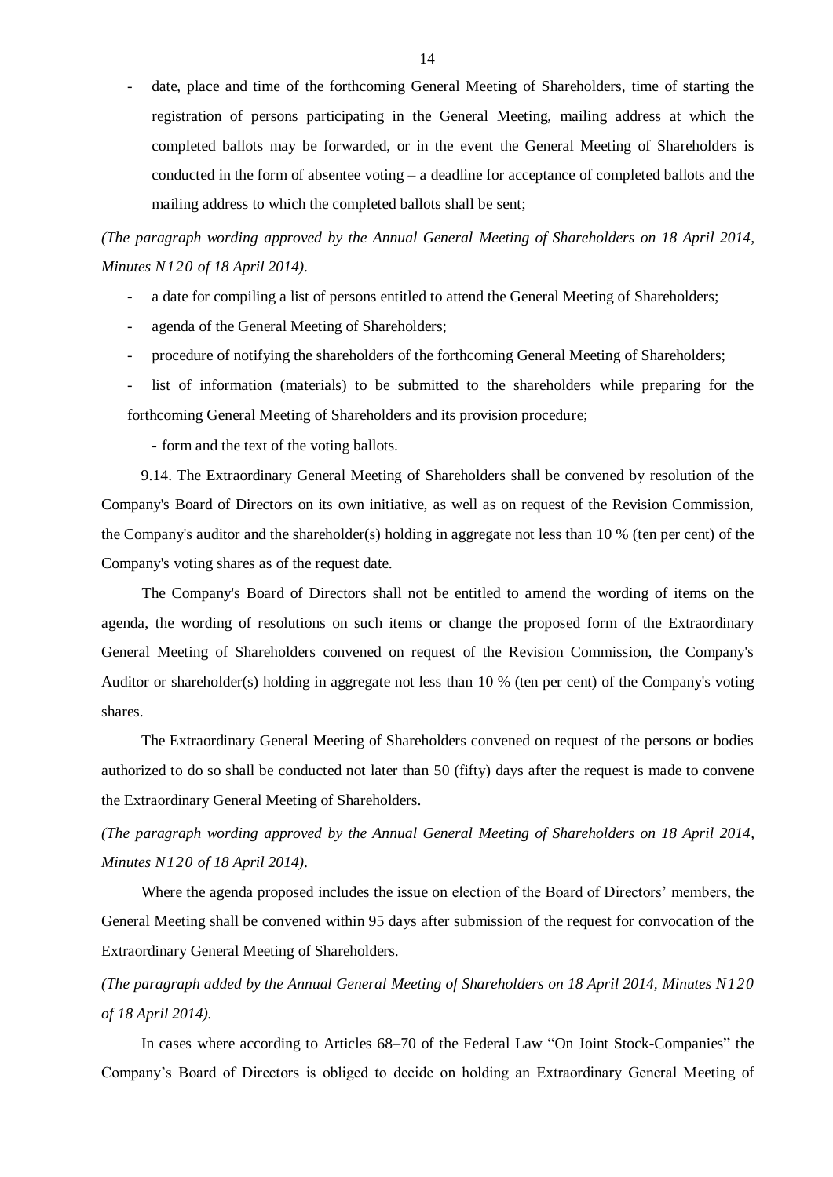- date, place and time of the forthcoming General Meeting of Shareholders, time of starting the registration of persons participating in the General Meeting, mailing address at which the completed ballots may be forwarded, or in the event the General Meeting of Shareholders is conducted in the form of absentee voting – a deadline for acceptance of completed ballots and the mailing address to which the completed ballots shall be sent;

*(The paragraph wording approved by the Annual General Meeting of Shareholders on 18 April 2014, Minutes N120 of 18 April 2014).*

- a date for compiling a list of persons entitled to attend the General Meeting of Shareholders;
- agenda of the General Meeting of Shareholders;
- procedure of notifying the shareholders of the forthcoming General Meeting of Shareholders;
- list of information (materials) to be submitted to the shareholders while preparing for the forthcoming General Meeting of Shareholders and its provision procedure;
- form and the text of the voting ballots.

9.14. The Extraordinary General Meeting of Shareholders shall be convened by resolution of the Company's Board of Directors on its own initiative, as well as on request of the Revision Commission, the Company's auditor and the shareholder(s) holding in aggregate not less than 10 % (ten per cent) of the Company's voting shares as of the request date.

The Company's Board of Directors shall not be entitled to amend the wording of items on the agenda, the wording of resolutions on such items or change the proposed form of the Extraordinary General Meeting of Shareholders convened on request of the Revision Commission, the Company's Auditor or shareholder(s) holding in aggregate not less than 10 % (ten per cent) of the Company's voting shares.

The Extraordinary General Meeting of Shareholders convened on request of the persons or bodies authorized to do so shall be conducted not later than 50 (fifty) days after the request is made to convene the Extraordinary General Meeting of Shareholders.

*(The paragraph wording approved by the Annual General Meeting of Shareholders on 18 April 2014, Minutes N120 of 18 April 2014).*

Where the agenda proposed includes the issue on election of the Board of Directors' members, the General Meeting shall be convened within 95 days after submission of the request for convocation of the Extraordinary General Meeting of Shareholders.

*(The paragraph added by the Annual General Meeting of Shareholders on 18 April 2014, Minutes N120 of 18 April 2014).*

In cases where according to Articles 68–70 of the Federal Law "On Joint Stock-Companies" the Company's Board of Directors is obliged to decide on holding an Extraordinary General Meeting of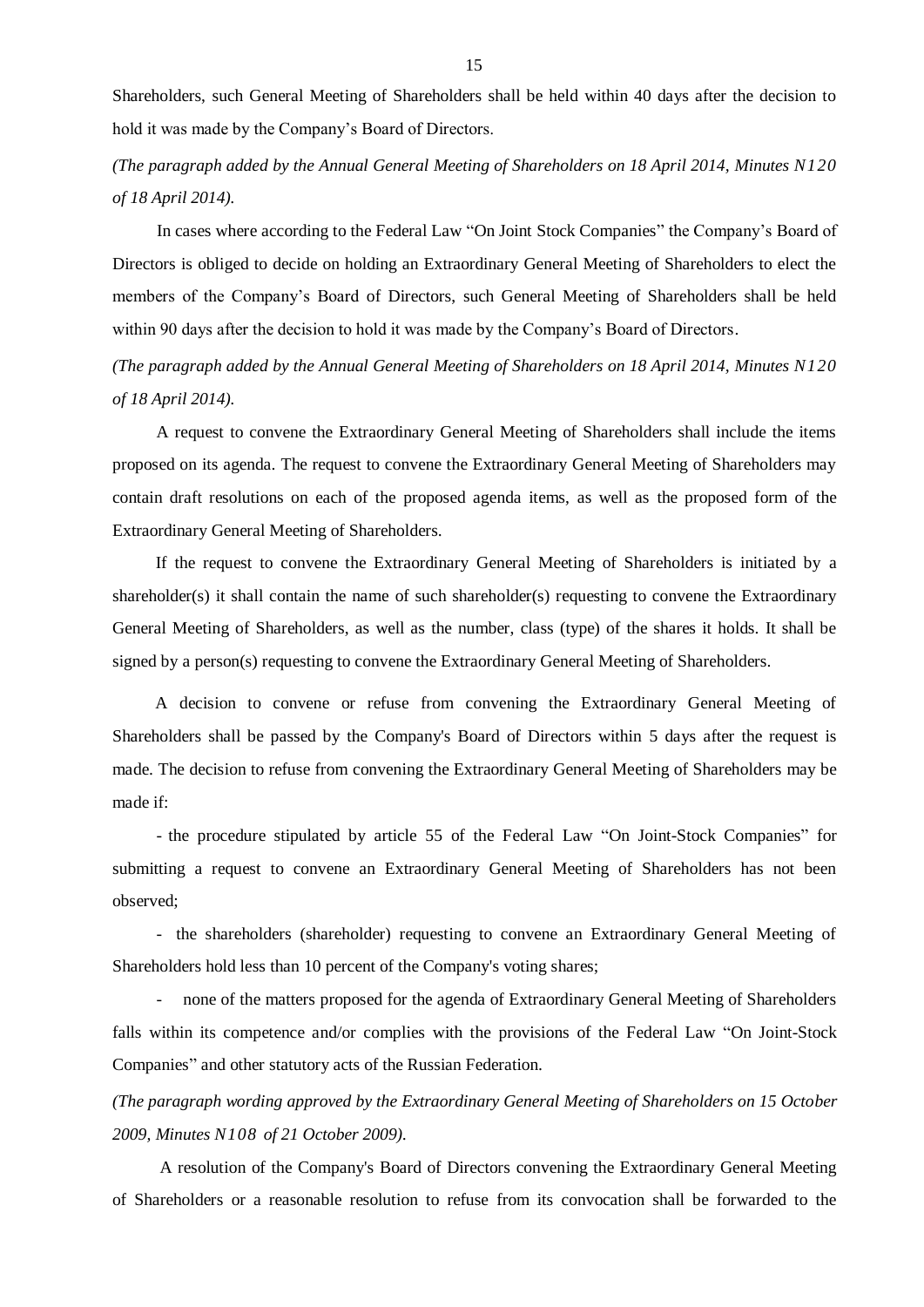Shareholders, such General Meeting of Shareholders shall be held within 40 days after the decision to hold it was made by the Company's Board of Directors.

*(The paragraph added by the Annual General Meeting of Shareholders on 18 April 2014, Minutes N120 of 18 April 2014).*

In cases where according to the Federal Law "On Joint Stock Companies" the Company's Board of Directors is obliged to decide on holding an Extraordinary General Meeting of Shareholders to elect the members of the Company's Board of Directors, such General Meeting of Shareholders shall be held within 90 days after the decision to hold it was made by the Company's Board of Directors.

*(The paragraph added by the Annual General Meeting of Shareholders on 18 April 2014, Minutes N120 of 18 April 2014).*

A request to convene the Extraordinary General Meeting of Shareholders shall include the items proposed on its agenda. The request to convene the Extraordinary General Meeting of Shareholders may contain draft resolutions on each of the proposed agenda items, as well as the proposed form of the Extraordinary General Meeting of Shareholders.

If the request to convene the Extraordinary General Meeting of Shareholders is initiated by a shareholder(s) it shall contain the name of such shareholder(s) requesting to convene the Extraordinary General Meeting of Shareholders, as well as the number, class (type) of the shares it holds. It shall be signed by a person(s) requesting to convene the Extraordinary General Meeting of Shareholders.

A decision to convene or refuse from convening the Extraordinary General Meeting of Shareholders shall be passed by the Company's Board of Directors within 5 days after the request is made. The decision to refuse from convening the Extraordinary General Meeting of Shareholders may be made if:

- the procedure stipulated by article 55 of the Federal Law "On Joint-Stock Companies" for submitting a request to convene an Extraordinary General Meeting of Shareholders has not been observed;

- the shareholders (shareholder) requesting to convene an Extraordinary General Meeting of Shareholders hold less than 10 percent of the Company's voting shares;

- none of the matters proposed for the agenda of Extraordinary General Meeting of Shareholders falls within its competence and/or complies with the provisions of the Federal Law "On Joint-Stock Companies" and other statutory acts of the Russian Federation.

*(The paragraph wording approved by the Extraordinary General Meeting of Shareholders on 15 October 2009, Minutes N108 of 21 October 2009).*

A resolution of the Company's Board of Directors convening the Extraordinary General Meeting of Shareholders or a reasonable resolution to refuse from its convocation shall be forwarded to the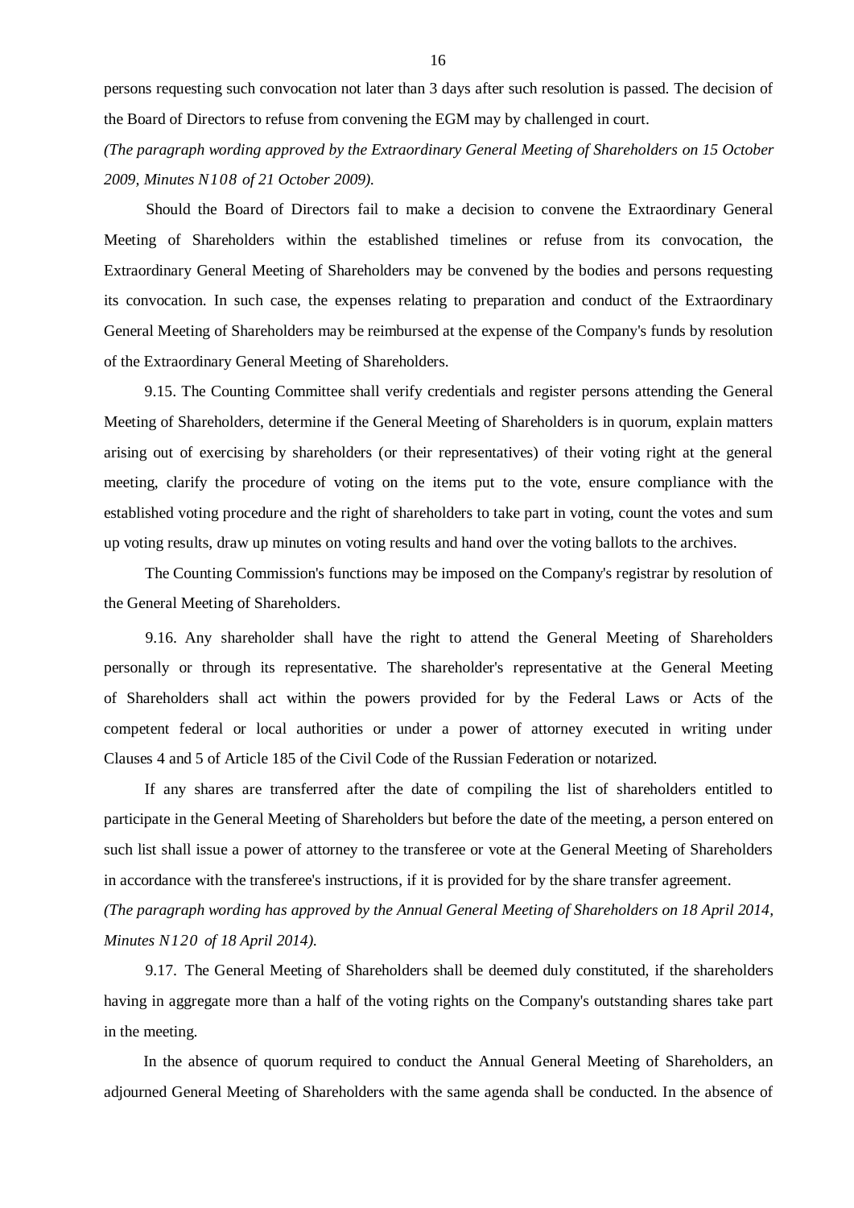persons requesting such convocation not later than 3 days after such resolution is passed. The decision of the Board of Directors to refuse from convening the EGM may by challenged in court.

*(The paragraph wording approved by the Extraordinary General Meeting of Shareholders on 15 October 2009, Minutes N108 of 21 October 2009).*

Should the Board of Directors fail to make a decision to convene the Extraordinary General Meeting of Shareholders within the established timelines or refuse from its convocation, the Extraordinary General Meeting of Shareholders may be convened by the bodies and persons requesting its convocation. In such case, the expenses relating to preparation and conduct of the Extraordinary General Meeting of Shareholders may be reimbursed at the expense of the Company's funds by resolution of the Extraordinary General Meeting of Shareholders.

9.15. The Counting Committee shall verify credentials and register persons attending the General Meeting of Shareholders, determine if the General Meeting of Shareholders is in quorum, explain matters arising out of exercising by shareholders (or their representatives) of their voting right at the general meeting, clarify the procedure of voting on the items put to the vote, ensure compliance with the established voting procedure and the right of shareholders to take part in voting, count the votes and sum up voting results, draw up minutes on voting results and hand over the voting ballots to the archives.

The Counting Commission's functions may be imposed on the Company's registrar by resolution of the General Meeting of Shareholders.

9.16. Any shareholder shall have the right to attend the General Meeting of Shareholders personally or through its representative. The shareholder's representative at the General Meeting of Shareholders shall act within the powers provided for by the Federal Laws or Acts of the competent federal or local authorities or under a power of attorney executed in writing under Clauses 4 and 5 of Article 185 of the Civil Code of the Russian Federation or notarized.

If any shares are transferred after the date of compiling the list of shareholders entitled to participate in the General Meeting of Shareholders but before the date of the meeting, a person entered on such list shall issue a power of attorney to the transferee or vote at the General Meeting of Shareholders in accordance with the transferee's instructions, if it is provided for by the share transfer agreement.

*(The paragraph wording has approved by the Annual General Meeting of Shareholders on 18 April 2014, Minutes N120 of 18 April 2014).*

9.17. The General Meeting of Shareholders shall be deemed duly constituted, if the shareholders having in aggregate more than a half of the voting rights on the Company's outstanding shares take part in the meeting.

In the absence of quorum required to conduct the Annual General Meeting of Shareholders, an adjourned General Meeting of Shareholders with the same agenda shall be conducted. In the absence of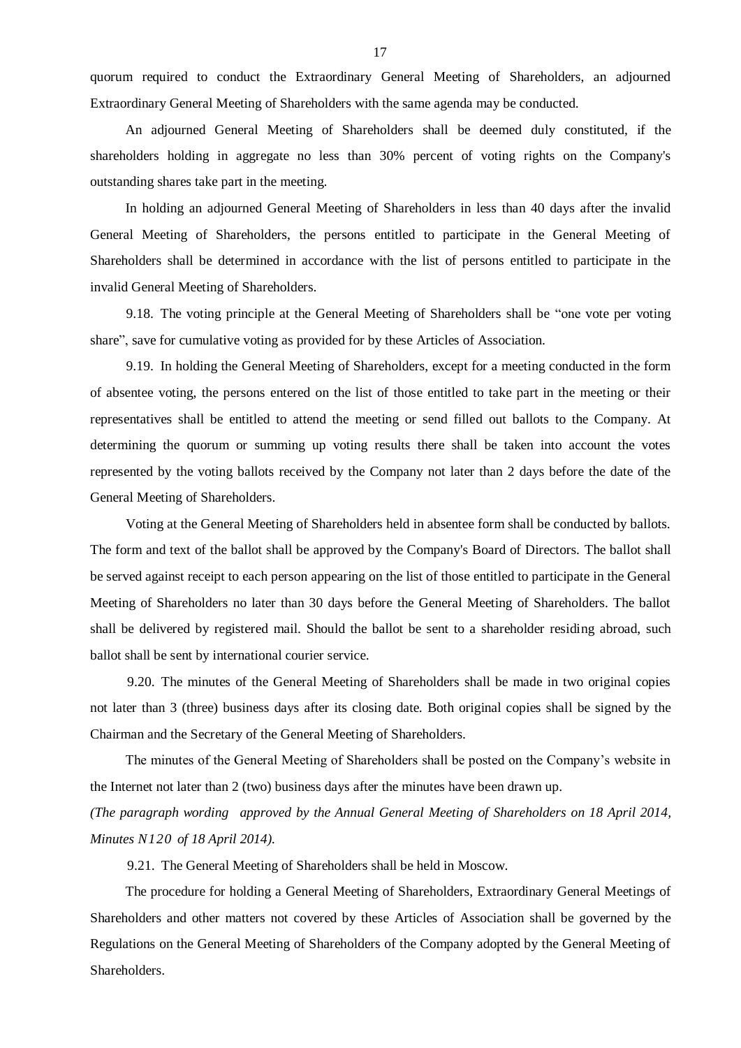quorum required to conduct the Extraordinary General Meeting of Shareholders, an adjourned Extraordinary General Meeting of Shareholders with the same agenda may be conducted.

An adjourned General Meeting of Shareholders shall be deemed duly constituted, if the shareholders holding in aggregate no less than 30% percent of voting rights on the Company's outstanding shares take part in the meeting.

In holding an adjourned General Meeting of Shareholders in less than 40 days after the invalid General Meeting of Shareholders, the persons entitled to participate in the General Meeting of Shareholders shall be determined in accordance with the list of persons entitled to participate in the invalid General Meeting of Shareholders.

9.18. The voting principle at the General Meeting of Shareholders shall be "one vote per voting share", save for cumulative voting as provided for by these Articles of Association.

9.19. In holding the General Meeting of Shareholders, except for a meeting conducted in the form of absentee voting, the persons entered on the list of those entitled to take part in the meeting or their representatives shall be entitled to attend the meeting or send filled out ballots to the Company. At determining the quorum or summing up voting results there shall be taken into account the votes represented by the voting ballots received by the Company not later than 2 days before the date of the General Meeting of Shareholders.

Voting at the General Meeting of Shareholders held in absentee form shall be conducted by ballots. The form and text of the ballot shall be approved by the Company's Board of Directors. The ballot shall be served against receipt to each person appearing on the list of those entitled to participate in the General Meeting of Shareholders no later than 30 days before the General Meeting of Shareholders. The ballot shall be delivered by registered mail. Should the ballot be sent to a shareholder residing abroad, such ballot shall be sent by international courier service.

9.20. The minutes of the General Meeting of Shareholders shall be made in two original copies not later than 3 (three) business days after its closing date. Both original copies shall be signed by the Chairman and the Secretary of the General Meeting of Shareholders.

The minutes of the General Meeting of Shareholders shall be posted on the Company's website in the Internet not later than 2 (two) business days after the minutes have been drawn up.

*(The paragraph wording approved by the Annual General Meeting of Shareholders on 18 April 2014, Minutes N120 of 18 April 2014).*

9.21. The General Meeting of Shareholders shall be held in Moscow.

The procedure for holding a General Meeting of Shareholders, Extraordinary General Meetings of Shareholders and other matters not covered by these Articles of Association shall be governed by the Regulations on the General Meeting of Shareholders of the Company adopted by the General Meeting of Shareholders.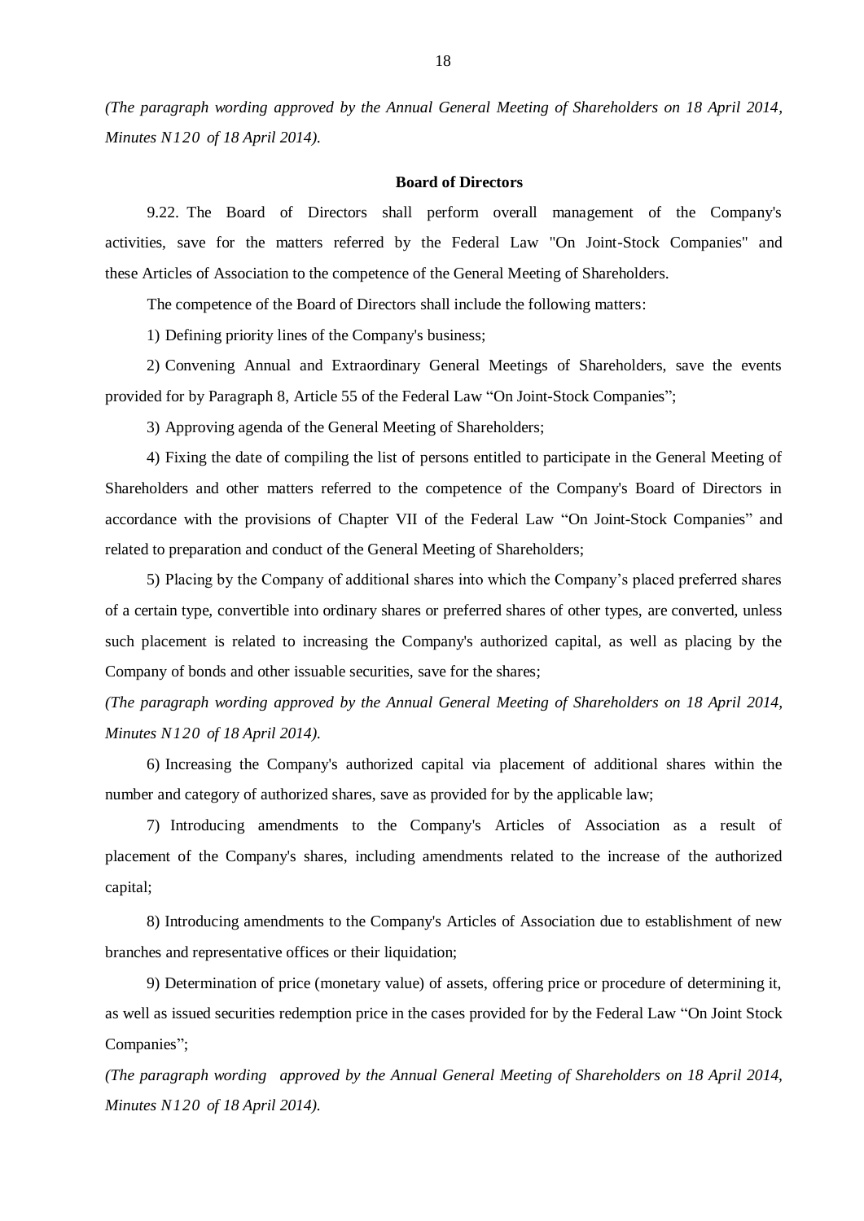*(The paragraph wording approved by the Annual General Meeting of Shareholders on 18 April 2014, Minutes N120 of 18 April 2014).*

**Board of Directors**

9.22. The Board of Directors shall perform overall management of the Company's activities, save for the matters referred by the Federal Law "On Joint-Stock Companies" and these Articles of Association to the competence of the General Meeting of Shareholders.

The competence of the Board of Directors shall include the following matters:

1) Defining priority lines of the Company's business;

2) Convening Annual and Extraordinary General Meetings of Shareholders, save the events provided for by Paragraph 8, Article 55 of the Federal Law "On Joint-Stock Companies";

3) Approving agenda of the General Meeting of Shareholders;

4) Fixing the date of compiling the list of persons entitled to participate in the General Meeting of Shareholders and other matters referred to the competence of the Company's Board of Directors in accordance with the provisions of Chapter VII of the Federal Law "On Joint-Stock Companies" and related to preparation and conduct of the General Meeting of Shareholders;

5) Placing by the Company of additional shares into which the Company's placed preferred shares of a certain type, convertible into ordinary shares or preferred shares of other types, are converted, unless such placement is related to increasing the Company's authorized capital, as well as placing by the Company of bonds and other issuable securities, save for the shares;

*(The paragraph wording approved by the Annual General Meeting of Shareholders on 18 April 2014, Minutes N120 of 18 April 2014).*

6) Increasing the Company's authorized capital via placement of additional shares within the number and category of authorized shares, save as provided for by the applicable law;

7) Introducing amendments to the Company's Articles of Association as a result of placement of the Company's shares, including amendments related to the increase of the authorized capital;

8) Introducing amendments to the Company's Articles of Association due to establishment of new branches and representative offices or their liquidation;

9) Determination of price (monetary value) of assets, offering price or procedure of determining it, as well as issued securities redemption price in the cases provided for by the Federal Law "On Joint Stock Companies";

*(The paragraph wording approved by the Annual General Meeting of Shareholders on 18 April 2014, Minutes N120 of 18 April 2014).*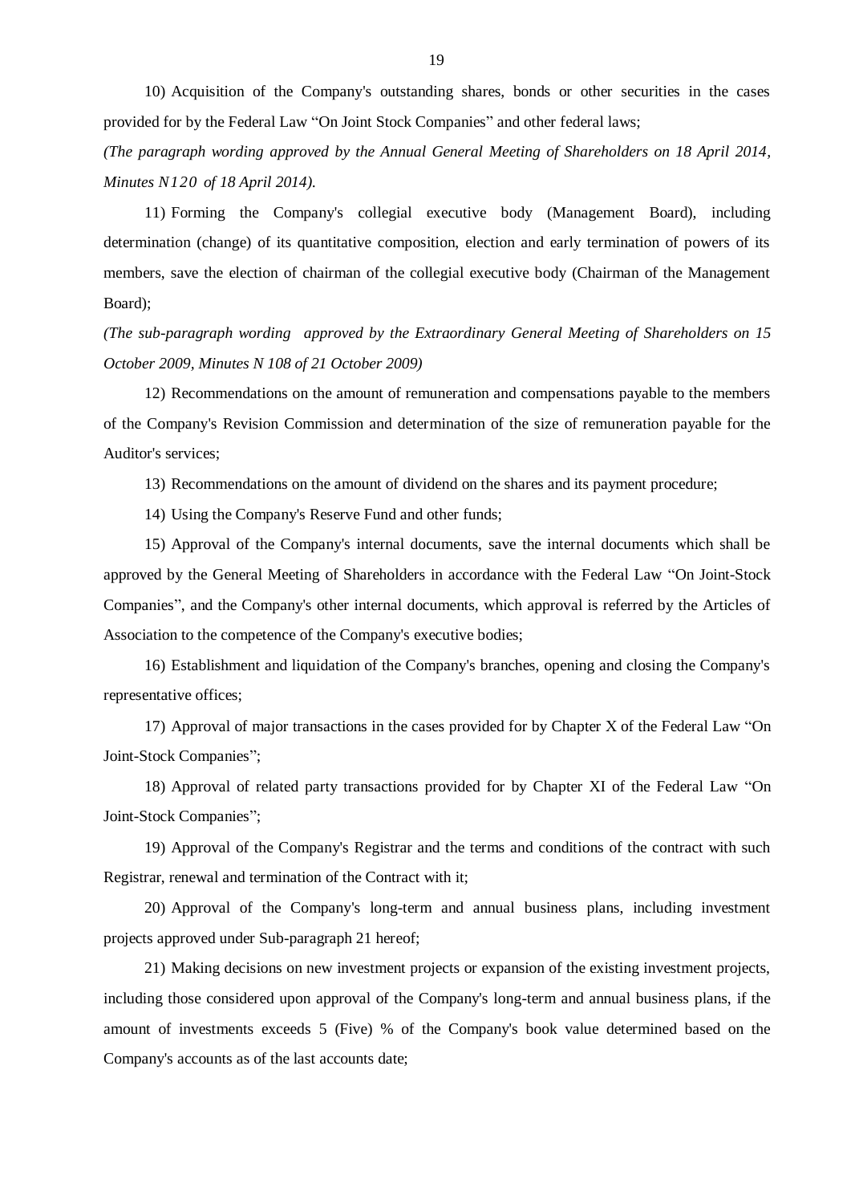10) Acquisition of the Company's outstanding shares, bonds or other securities in the cases provided for by the Federal Law "On Joint Stock Companies" and other federal laws;

*(The paragraph wording approved by the Annual General Meeting of Shareholders on 18 April 2014, Minutes N120 of 18 April 2014).*

11) Forming the Company's collegial executive body (Management Board), including determination (change) of its quantitative composition, election and early termination of powers of its members, save the election of chairman of the collegial executive body (Chairman of the Management Board);

*(The sub-paragraph wording approved by the Extraordinary General Meeting of Shareholders on 15 October 2009, Minutes N 108 of 21 October 2009)*

12) Recommendations on the amount of remuneration and compensations payable to the members of the Company's Revision Commission and determination of the size of remuneration payable for the Auditor's services;

13) Recommendations on the amount of dividend on the shares and its payment procedure;

14) Using the Company's Reserve Fund and other funds;

15) Approval of the Company's internal documents, save the internal documents which shall be approved by the General Meeting of Shareholders in accordance with the Federal Law "On Joint-Stock Companies", and the Company's other internal documents, which approval is referred by the Articles of Association to the competence of the Company's executive bodies;

16) Establishment and liquidation of the Company's branches, opening and closing the Company's representative offices;

17) Approval of major transactions in the cases provided for by Chapter X of the Federal Law "On Joint-Stock Companies";

18) Approval of related party transactions provided for by Chapter XI of the Federal Law "On Joint-Stock Companies";

19) Approval of the Company's Registrar and the terms and conditions of the contract with such Registrar, renewal and termination of the Contract with it;

20) Approval of the Company's long-term and annual business plans, including investment projects approved under Sub-paragraph 21 hereof;

21) Making decisions on new investment projects or expansion of the existing investment projects, including those considered upon approval of the Company's long-term and annual business plans, if the amount of investments exceeds 5 (Five) % of the Company's book value determined based on the Company's accounts as of the last accounts date;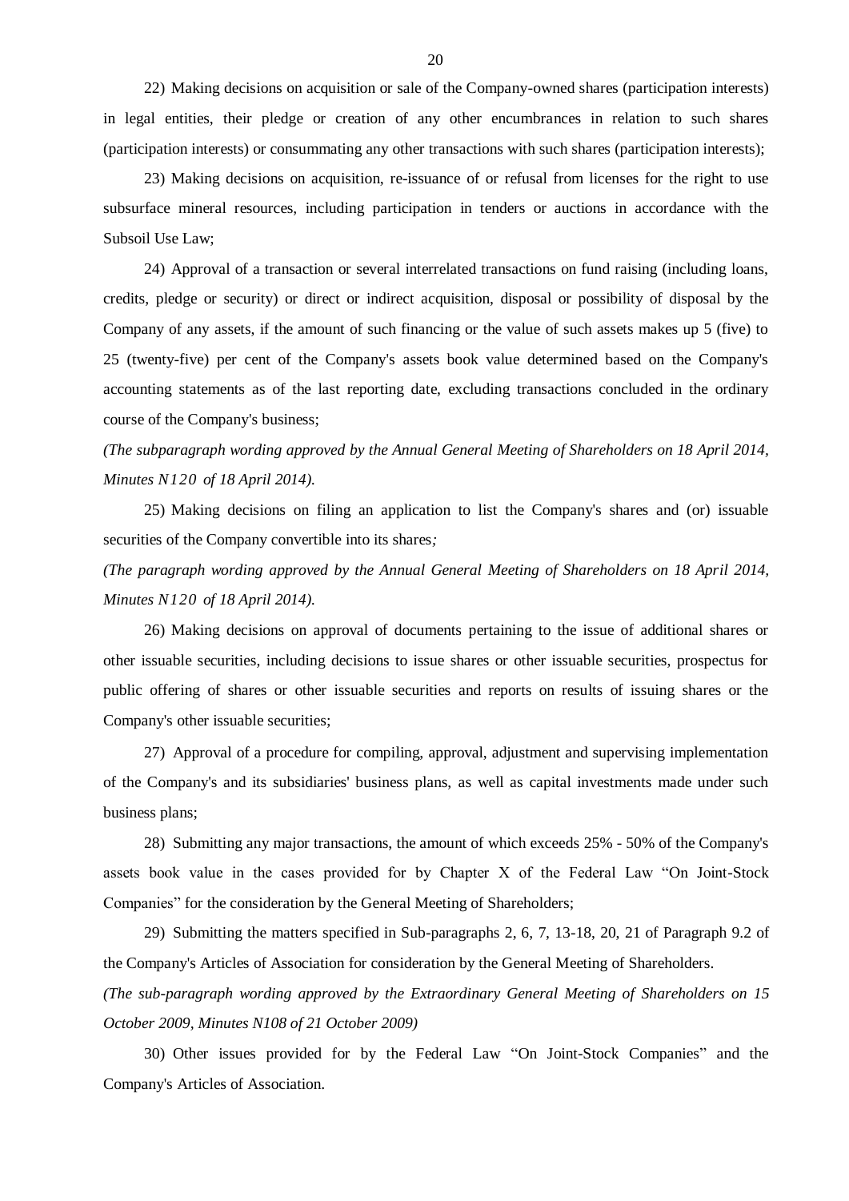22) Making decisions on acquisition or sale of the Company-owned shares (participation interests) in legal entities, their pledge or creation of any other encumbrances in relation to such shares (participation interests) or consummating any other transactions with such shares (participation interests);

23) Making decisions on acquisition, re-issuance of or refusal from licenses for the right to use subsurface mineral resources, including participation in tenders or auctions in accordance with the Subsoil Use Law;

24) Approval of a transaction or several interrelated transactions on fund raising (including loans, credits, pledge or security) or direct or indirect acquisition, disposal or possibility of disposal by the Company of any assets, if the amount of such financing or the value of such assets makes up 5 (five) to 25 (twenty-five) per cent of the Company's assets book value determined based on the Company's accounting statements as of the last reporting date, excluding transactions concluded in the ordinary course of the Company's business;

*(The subparagraph wording approved by the Annual General Meeting of Shareholders on 18 April 2014, Minutes N120 of 18 April 2014).*

25) Making decisions on filing an application to list the Company's shares and (or) issuable securities of the Company convertible into its shares*;*

*(The paragraph wording approved by the Annual General Meeting of Shareholders on 18 April 2014, Minutes N120 of 18 April 2014).*

26) Making decisions on approval of documents pertaining to the issue of additional shares or other issuable securities, including decisions to issue shares or other issuable securities, prospectus for public offering of shares or other issuable securities and reports on results of issuing shares or the Company's other issuable securities;

27) Approval of a procedure for compiling, approval, adjustment and supervising implementation of the Company's and its subsidiaries' business plans, as well as capital investments made under such business plans;

28) Submitting any major transactions, the amount of which exceeds 25% - 50% of the Company's assets book value in the cases provided for by Chapter X of the Federal Law "On Joint-Stock Companies" for the consideration by the General Meeting of Shareholders;

29) Submitting the matters specified in Sub-paragraphs 2, 6, 7, 13-18, 20, 21 of Paragraph 9.2 of the Company's Articles of Association for consideration by the General Meeting of Shareholders.

*(The sub-paragraph wording approved by the Extraordinary General Meeting of Shareholders on 15 October 2009, Minutes N108 of 21 October 2009)*

30) Other issues provided for by the Federal Law "On Joint-Stock Companies" and the Company's Articles of Association.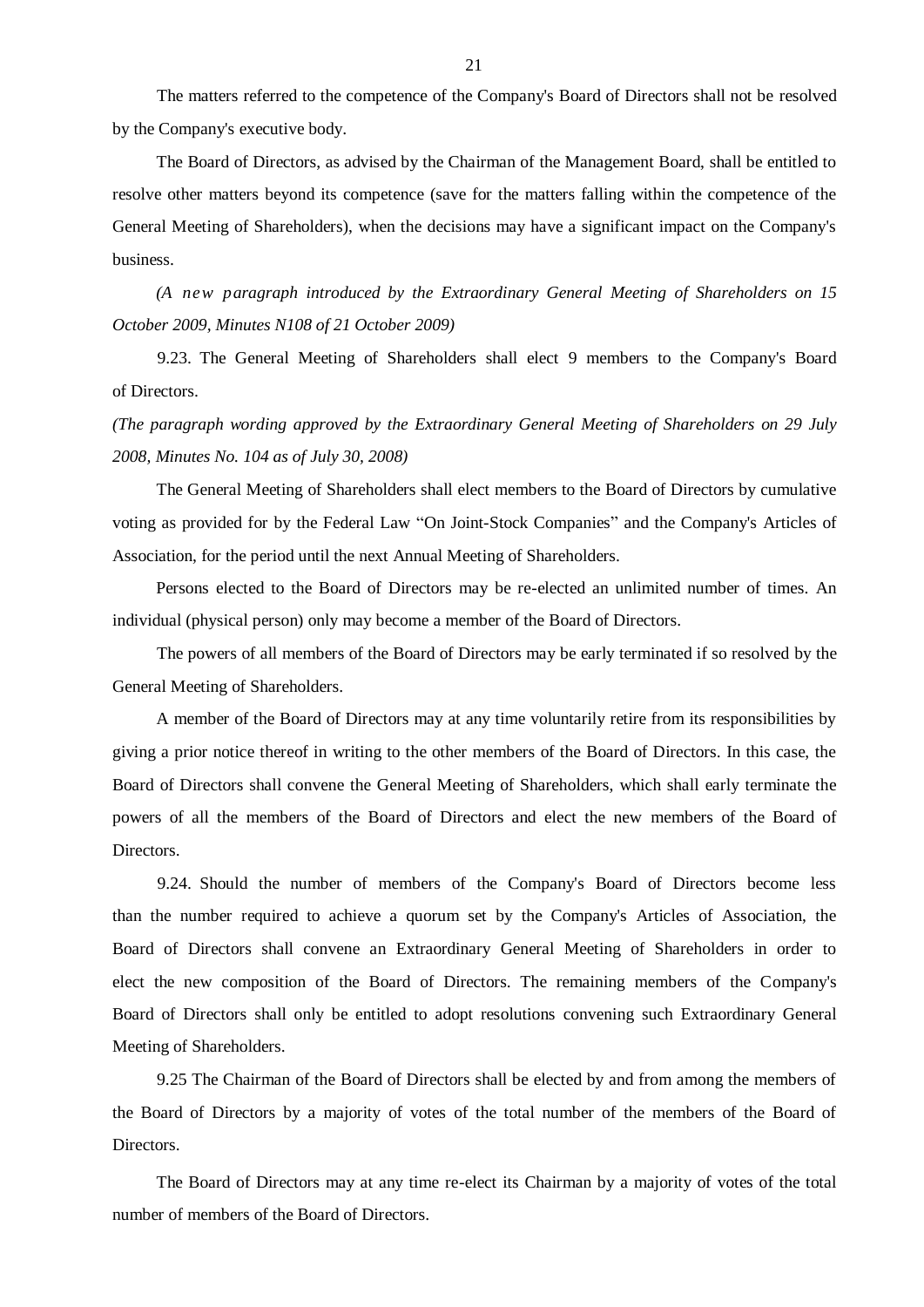The matters referred to the competence of the Company's Board of Directors shall not be resolved by the Company's executive body.

The Board of Directors, as advised by the Chairman of the Management Board, shall be entitled to resolve other matters beyond its competence (save for the matters falling within the competence of the General Meeting of Shareholders), when the decisions may have a significant impact on the Company's business.

*(A new paragraph introduced by the Extraordinary General Meeting of Shareholders on 15 October 2009, Minutes N108 of 21 October 2009)*

9.23. The General Meeting of Shareholders shall elect 9 members to the Company's Board of Directors.

*(The paragraph wording approved by the Extraordinary General Meeting of Shareholders on 29 July 2008, Minutes No. 104 as of July 30, 2008)*

The General Meeting of Shareholders shall elect members to the Board of Directors by cumulative voting as provided for by the Federal Law "On Joint-Stock Companies" and the Company's Articles of Association, for the period until the next Annual Meeting of Shareholders.

Persons elected to the Board of Directors may be re-elected an unlimited number of times. An individual (physical person) only may become a member of the Board of Directors.

The powers of all members of the Board of Directors may be early terminated if so resolved by the General Meeting of Shareholders.

A member of the Board of Directors may at any time voluntarily retire from its responsibilities by giving a prior notice thereof in writing to the other members of the Board of Directors. In this case, the Board of Directors shall convene the General Meeting of Shareholders, which shall early terminate the powers of all the members of the Board of Directors and elect the new members of the Board of Directors.

9.24. Should the number of members of the Company's Board of Directors become less than the number required to achieve a quorum set by the Company's Articles of Association, the Board of Directors shall convene an Extraordinary General Meeting of Shareholders in order to elect the new composition of the Board of Directors. The remaining members of the Company's Board of Directors shall only be entitled to adopt resolutions convening such Extraordinary General Meeting of Shareholders.

9.25 The Chairman of the Board of Directors shall be elected by and from among the members of the Board of Directors by a majority of votes of the total number of the members of the Board of Directors.

The Board of Directors may at any time re-elect its Chairman by a majority of votes of the total number of members of the Board of Directors.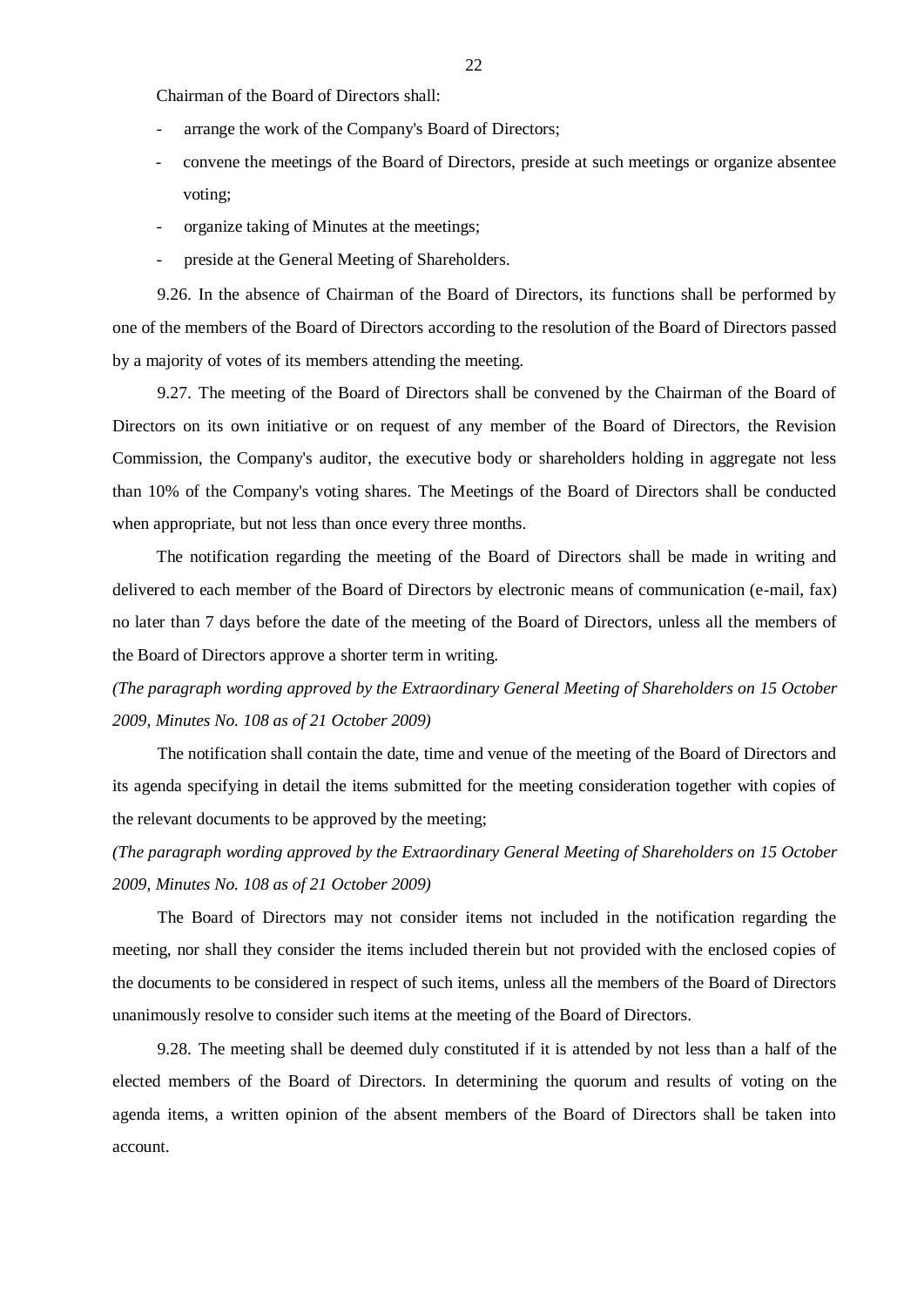Chairman of the Board of Directors shall:

- arrange the work of the Company's Board of Directors;
- convene the meetings of the Board of Directors, preside at such meetings or organize absentee voting;
- organize taking of Minutes at the meetings;
- preside at the General Meeting of Shareholders.

9.26. In the absence of Chairman of the Board of Directors, its functions shall be performed by one of the members of the Board of Directors according to the resolution of the Board of Directors passed by a majority of votes of its members attending the meeting.

9.27. The meeting of the Board of Directors shall be convened by the Chairman of the Board of Directors on its own initiative or on request of any member of the Board of Directors, the Revision Commission, the Company's auditor, the executive body or shareholders holding in aggregate not less than 10% of the Company's voting shares. The Meetings of the Board of Directors shall be conducted when appropriate, but not less than once every three months.

The notification regarding the meeting of the Board of Directors shall be made in writing and delivered to each member of the Board of Directors by electronic means of communication (e-mail, fax) no later than 7 days before the date of the meeting of the Board of Directors, unless all the members of the Board of Directors approve a shorter term in writing.

*(The paragraph wording approved by the Extraordinary General Meeting of Shareholders on 15 October 2009, Minutes No. 108 as of 21 October 2009)*

The notification shall contain the date, time and venue of the meeting of the Board of Directors and its agenda specifying in detail the items submitted for the meeting consideration together with copies of the relevant documents to be approved by the meeting;

*(The paragraph wording approved by the Extraordinary General Meeting of Shareholders on 15 October 2009, Minutes No. 108 as of 21 October 2009)*

The Board of Directors may not consider items not included in the notification regarding the meeting, nor shall they consider the items included therein but not provided with the enclosed copies of the documents to be considered in respect of such items, unless all the members of the Board of Directors unanimously resolve to consider such items at the meeting of the Board of Directors.

9.28. The meeting shall be deemed duly constituted if it is attended by not less than a half of the elected members of the Board of Directors. In determining the quorum and results of voting on the agenda items, a written opinion of the absent members of the Board of Directors shall be taken into account.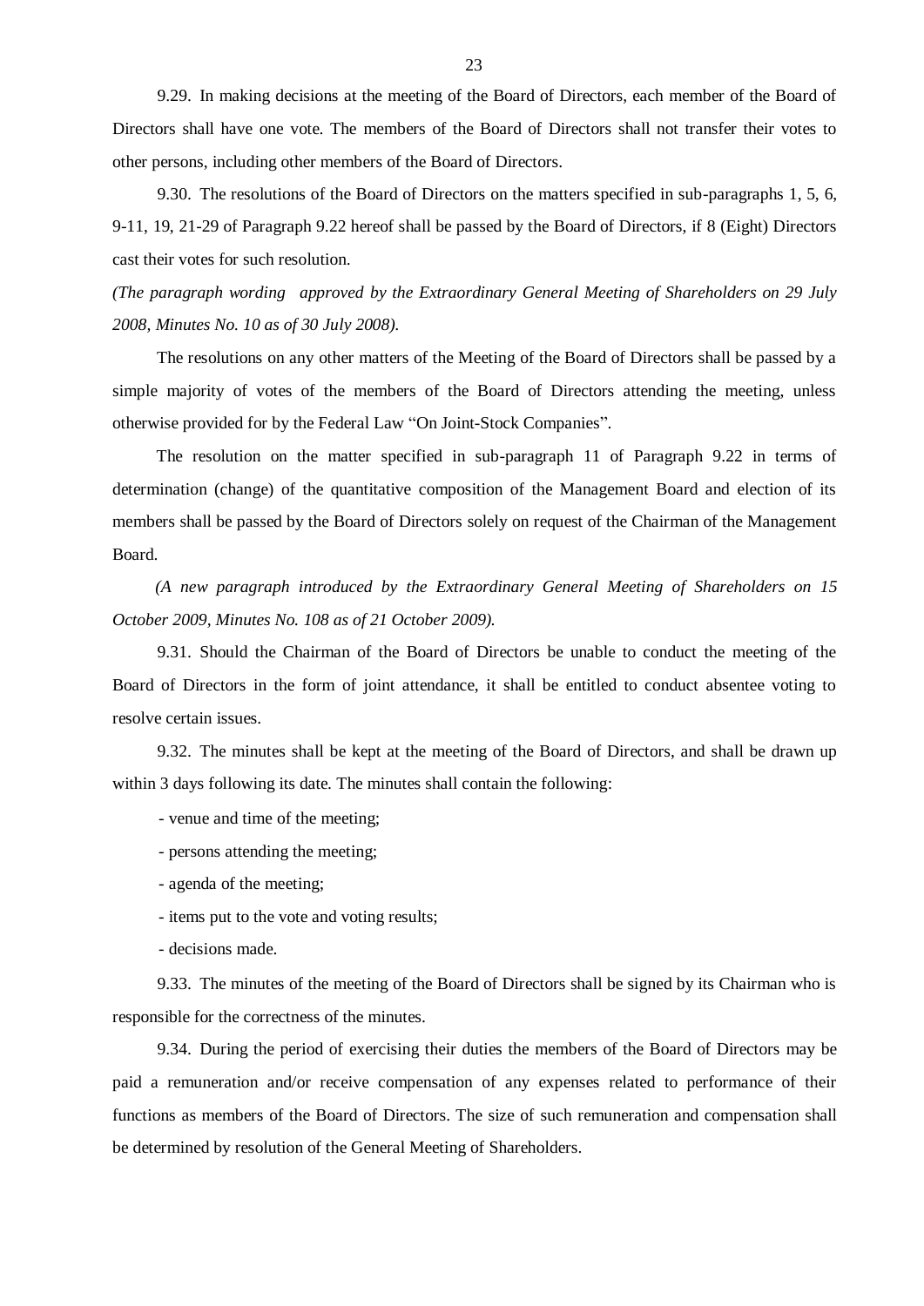9.29. In making decisions at the meeting of the Board of Directors, each member of the Board of Directors shall have one vote. The members of the Board of Directors shall not transfer their votes to other persons, including other members of the Board of Directors.

9.30. The resolutions of the Board of Directors on the matters specified in sub-paragraphs 1, 5, 6, 9-11, 19, 21-29 of Paragraph 9.22 hereof shall be passed by the Board of Directors, if 8 (Eight) Directors cast their votes for such resolution.

*(The paragraph wording approved by the Extraordinary General Meeting of Shareholders on 29 July 2008, Minutes No. 10 as of 30 July 2008).*

The resolutions on any other matters of the Meeting of the Board of Directors shall be passed by a simple majority of votes of the members of the Board of Directors attending the meeting, unless otherwise provided for by the Federal Law "On Joint-Stock Companies".

The resolution on the matter specified in sub-paragraph 11 of Paragraph 9.22 in terms of determination (change) of the quantitative composition of the Management Board and election of its members shall be passed by the Board of Directors solely on request of the Chairman of the Management Board.

*(A new paragraph introduced by the Extraordinary General Meeting of Shareholders on 15 October 2009, Minutes No. 108 as of 21 October 2009).*

9.31. Should the Chairman of the Board of Directors be unable to conduct the meeting of the Board of Directors in the form of joint attendance, it shall be entitled to conduct absentee voting to resolve certain issues.

9.32. The minutes shall be kept at the meeting of the Board of Directors, and shall be drawn up within 3 days following its date. The minutes shall contain the following:

- venue and time of the meeting;
- persons attending the meeting;
- agenda of the meeting;
- items put to the vote and voting results;
- decisions made.

9.33. The minutes of the meeting of the Board of Directors shall be signed by its Chairman who is responsible for the correctness of the minutes.

9.34. During the period of exercising their duties the members of the Board of Directors may be paid a remuneration and/or receive compensation of any expenses related to performance of their functions as members of the Board of Directors. The size of such remuneration and compensation shall be determined by resolution of the General Meeting of Shareholders.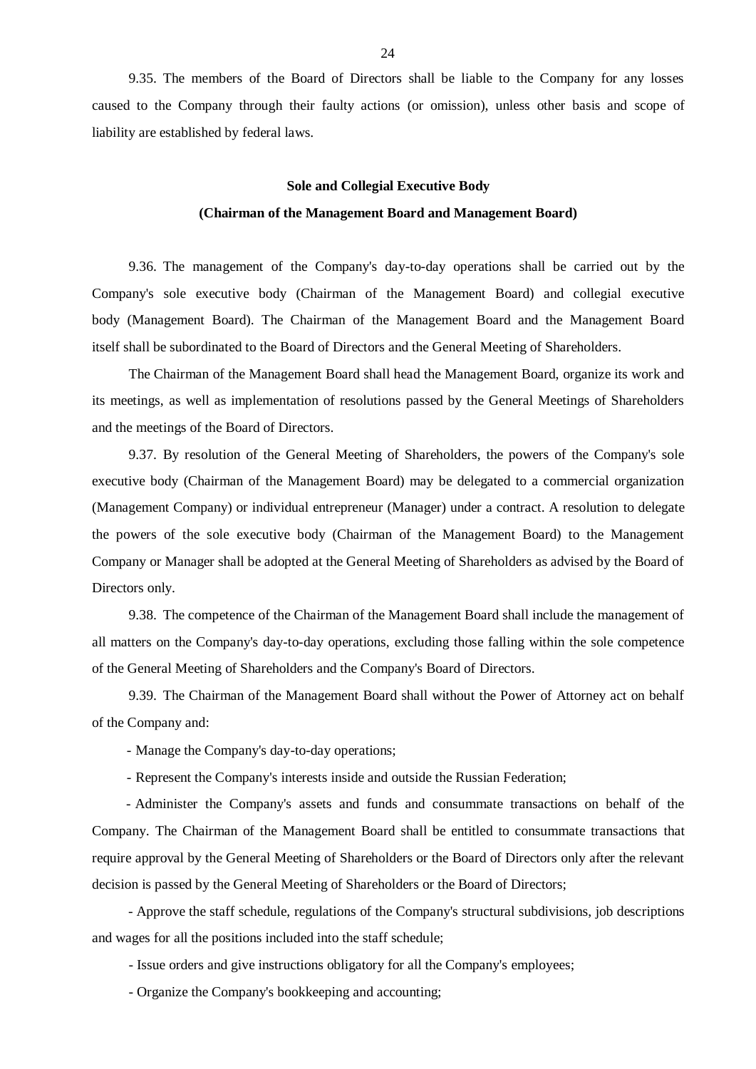9.35. The members of the Board of Directors shall be liable to the Company for any losses caused to the Company through their faulty actions (or omission), unless other basis and scope of liability are established by federal laws.

**Sole and Collegial Executive Body**

**(Chairman of the Management Board and Management Board)**

9.36. The management of the Company's day-to-day operations shall be carried out by the Company's sole executive body (Chairman of the Management Board) and collegial executive body (Management Board). The Chairman of the Management Board and the Management Board itself shall be subordinated to the Board of Directors and the General Meeting of Shareholders.

The Chairman of the Management Board shall head the Management Board, organize its work and its meetings, as well as implementation of resolutions passed by the General Meetings of Shareholders and the meetings of the Board of Directors.

9.37. By resolution of the General Meeting of Shareholders, the powers of the Company's sole executive body (Chairman of the Management Board) may be delegated to a commercial organization (Management Company) or individual entrepreneur (Manager) under a contract. A resolution to delegate the powers of the sole executive body (Chairman of the Management Board) to the Management Company or Manager shall be adopted at the General Meeting of Shareholders as advised by the Board of Directors only.

9.38. The competence of the Chairman of the Management Board shall include the management of all matters on the Company's day-to-day operations, excluding those falling within the sole competence of the General Meeting of Shareholders and the Company's Board of Directors.

9.39. The Chairman of the Management Board shall without the Power of Attorney act on behalf of the Company and:

- Manage the Company's day-to-day operations;
- Represent the Company's interests inside and outside the Russian Federation;
- Administer the Company's assets and funds and consummate transactions on behalf of the Company. The Chairman of the Management Board shall be entitled to consummate transactions that require approval by the General Meeting of Shareholders or the Board of Directors only after the relevant decision is passed by the General Meeting of Shareholders or the Board of Directors;
- Approve the staff schedule, regulations of the Company's structural subdivisions, job descriptions and wages for all the positions included into the staff schedule;
- Issue orders and give instructions obligatory for all the Company's employees;
- Organize the Company's bookkeeping and accounting;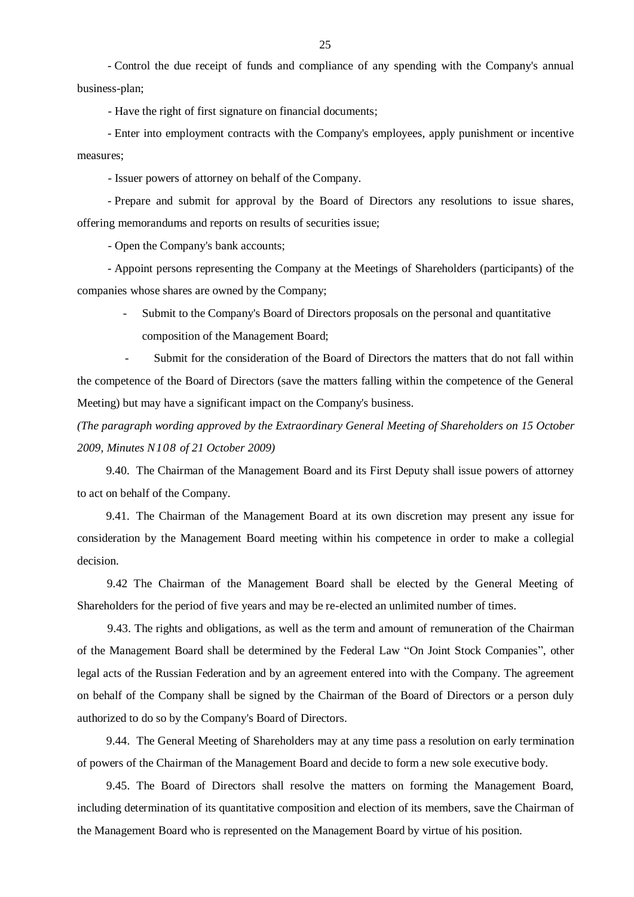- Control the due receipt of funds and compliance of any spending with the Company's annual business-plan;

- Have the right of first signature on financial documents;

- Enter into employment contracts with the Company's employees, apply punishment or incentive measures;

- Issuer powers of attorney on behalf of the Company.

- Prepare and submit for approval by the Board of Directors any resolutions to issue shares, offering memorandums and reports on results of securities issue;

- Open the Company's bank accounts;

- Appoint persons representing the Company at the Meetings of Shareholders (participants) of the companies whose shares are owned by the Company;

- Submit to the Company's Board of Directors proposals on the personal and quantitative composition of the Management Board;

- Submit for the consideration of the Board of Directors the matters that do not fall within the competence of the Board of Directors (save the matters falling within the competence of the General Meeting) but may have a significant impact on the Company's business.

*(The paragraph wording approved by the Extraordinary General Meeting of Shareholders on 15 October 2009, Minutes N108 of 21 October 2009)*

9.40. The Chairman of the Management Board and its First Deputy shall issue powers of attorney to act on behalf of the Company.

9.41. The Chairman of the Management Board at its own discretion may present any issue for consideration by the Management Board meeting within his competence in order to make a collegial decision.

9.42 The Chairman of the Management Board shall be elected by the General Meeting of Shareholders for the period of five years and may be re-elected an unlimited number of times.

9.43. The rights and obligations, as well as the term and amount of remuneration of the Chairman of the Management Board shall be determined by the Federal Law "On Joint Stock Companies", other legal acts of the Russian Federation and by an agreement entered into with the Company. The agreement on behalf of the Company shall be signed by the Chairman of the Board of Directors or a person duly authorized to do so by the Company's Board of Directors.

9.44. The General Meeting of Shareholders may at any time pass a resolution on early termination of powers of the Chairman of the Management Board and decide to form a new sole executive body.

9.45. The Board of Directors shall resolve the matters on forming the Management Board, including determination of its quantitative composition and election of its members, save the Chairman of the Management Board who is represented on the Management Board by virtue of his position.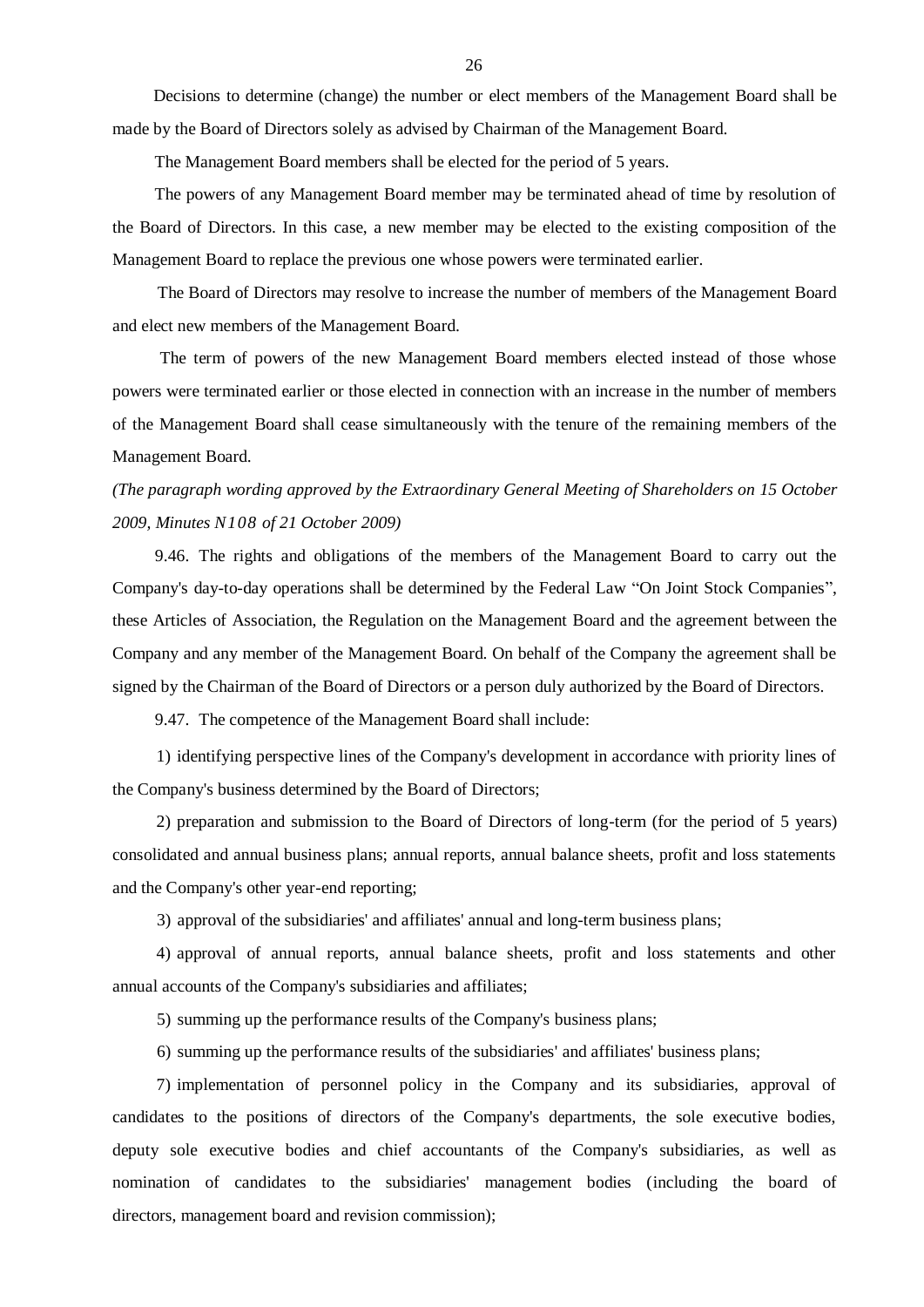Decisions to determine (change) the number or elect members of the Management Board shall be made by the Board of Directors solely as advised by Chairman of the Management Board.

The Management Board members shall be elected for the period of 5 years.

The powers of any Management Board member may be terminated ahead of time by resolution of the Board of Directors. In this case, a new member may be elected to the existing composition of the Management Board to replace the previous one whose powers were terminated earlier.

The Board of Directors may resolve to increase the number of members of the Management Board and elect new members of the Management Board.

The term of powers of the new Management Board members elected instead of those whose powers were terminated earlier or those elected in connection with an increase in the number of members of the Management Board shall cease simultaneously with the tenure of the remaining members of the Management Board.

*(The paragraph wording approved by the Extraordinary General Meeting of Shareholders on 15 October 2009, Minutes N108 of 21 October 2009)*

9.46. The rights and obligations of the members of the Management Board to carry out the Company's day-to-day operations shall be determined by the Federal Law "On Joint Stock Companies", these Articles of Association, the Regulation on the Management Board and the agreement between the Company and any member of the Management Board. On behalf of the Company the agreement shall be signed by the Chairman of the Board of Directors or a person duly authorized by the Board of Directors.

9.47. The competence of the Management Board shall include:

1) identifying perspective lines of the Company's development in accordance with priority lines of the Company's business determined by the Board of Directors;

2) preparation and submission to the Board of Directors of long-term (for the period of 5 years) consolidated and annual business plans; annual reports, annual balance sheets, profit and loss statements and the Company's other year-end reporting;

3) approval of the subsidiaries' and affiliates' annual and long-term business plans;

4) approval of annual reports, annual balance sheets, profit and loss statements and other annual accounts of the Company's subsidiaries and affiliates;

5) summing up the performance results of the Company's business plans;

6) summing up the performance results of the subsidiaries' and affiliates' business plans;

7) implementation of personnel policy in the Company and its subsidiaries, approval of candidates to the positions of directors of the Company's departments, the sole executive bodies, deputy sole executive bodies and chief accountants of the Company's subsidiaries, as well as nomination of candidates to the subsidiaries' management bodies (including the board of directors, management board and revision commission);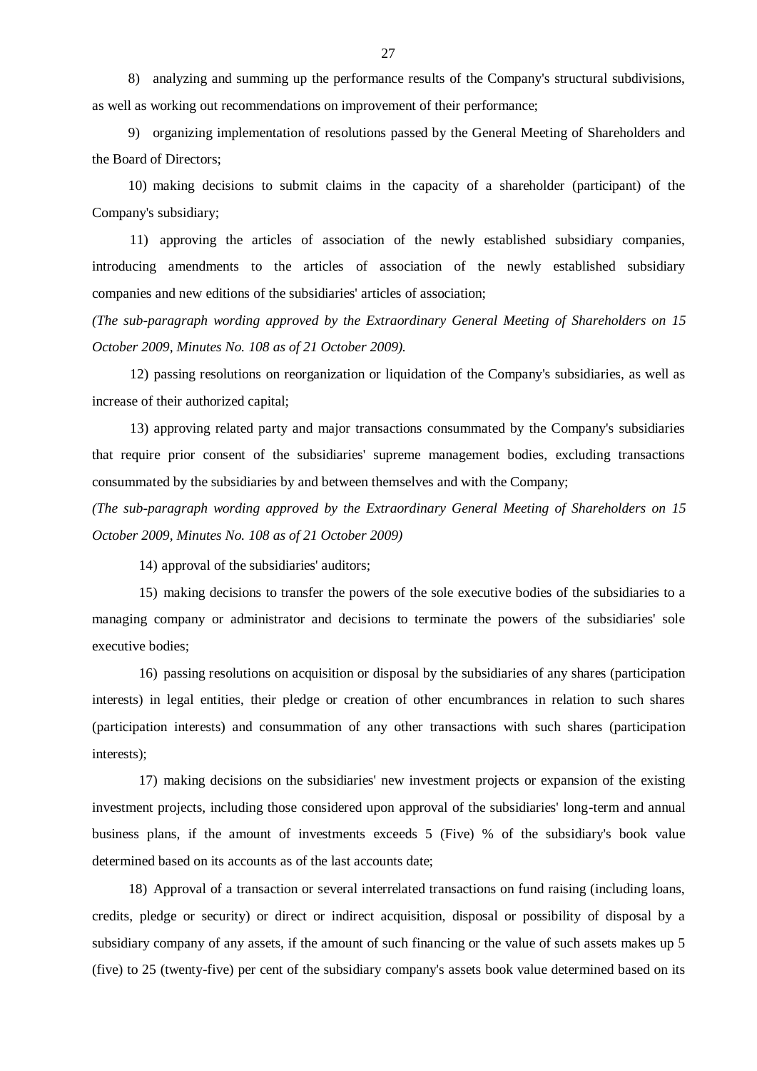8) analyzing and summing up the performance results of the Company's structural subdivisions, as well as working out recommendations on improvement of their performance;

9) organizing implementation of resolutions passed by the General Meeting of Shareholders and the Board of Directors;

10) making decisions to submit claims in the capacity of a shareholder (participant) of the Company's subsidiary;

11) approving the articles of association of the newly established subsidiary companies, introducing amendments to the articles of association of the newly established subsidiary companies and new editions of the subsidiaries' articles of association;

*(The sub-paragraph wording approved by the Extraordinary General Meeting of Shareholders on 15 October 2009, Minutes No. 108 as of 21 October 2009).*

12) passing resolutions on reorganization or liquidation of the Company's subsidiaries, as well as increase of their authorized capital;

13) approving related party and major transactions consummated by the Company's subsidiaries that require prior consent of the subsidiaries' supreme management bodies, excluding transactions consummated by the subsidiaries by and between themselves and with the Company;

*(The sub-paragraph wording approved by the Extraordinary General Meeting of Shareholders on 15 October 2009, Minutes No. 108 as of 21 October 2009)*

14) approval of the subsidiaries' auditors;

15) making decisions to transfer the powers of the sole executive bodies of the subsidiaries to a managing company or administrator and decisions to terminate the powers of the subsidiaries' sole executive bodies;

16) passing resolutions on acquisition or disposal by the subsidiaries of any shares (participation interests) in legal entities, their pledge or creation of other encumbrances in relation to such shares (participation interests) and consummation of any other transactions with such shares (participation interests);

17) making decisions on the subsidiaries' new investment projects or expansion of the existing investment projects, including those considered upon approval of the subsidiaries' long-term and annual business plans, if the amount of investments exceeds 5 (Five) % of the subsidiary's book value determined based on its accounts as of the last accounts date;

18) Approval of a transaction or several interrelated transactions on fund raising (including loans, credits, pledge or security) or direct or indirect acquisition, disposal or possibility of disposal by a subsidiary company of any assets, if the amount of such financing or the value of such assets makes up 5 (five) to 25 (twenty-five) per cent of the subsidiary company's assets book value determined based on its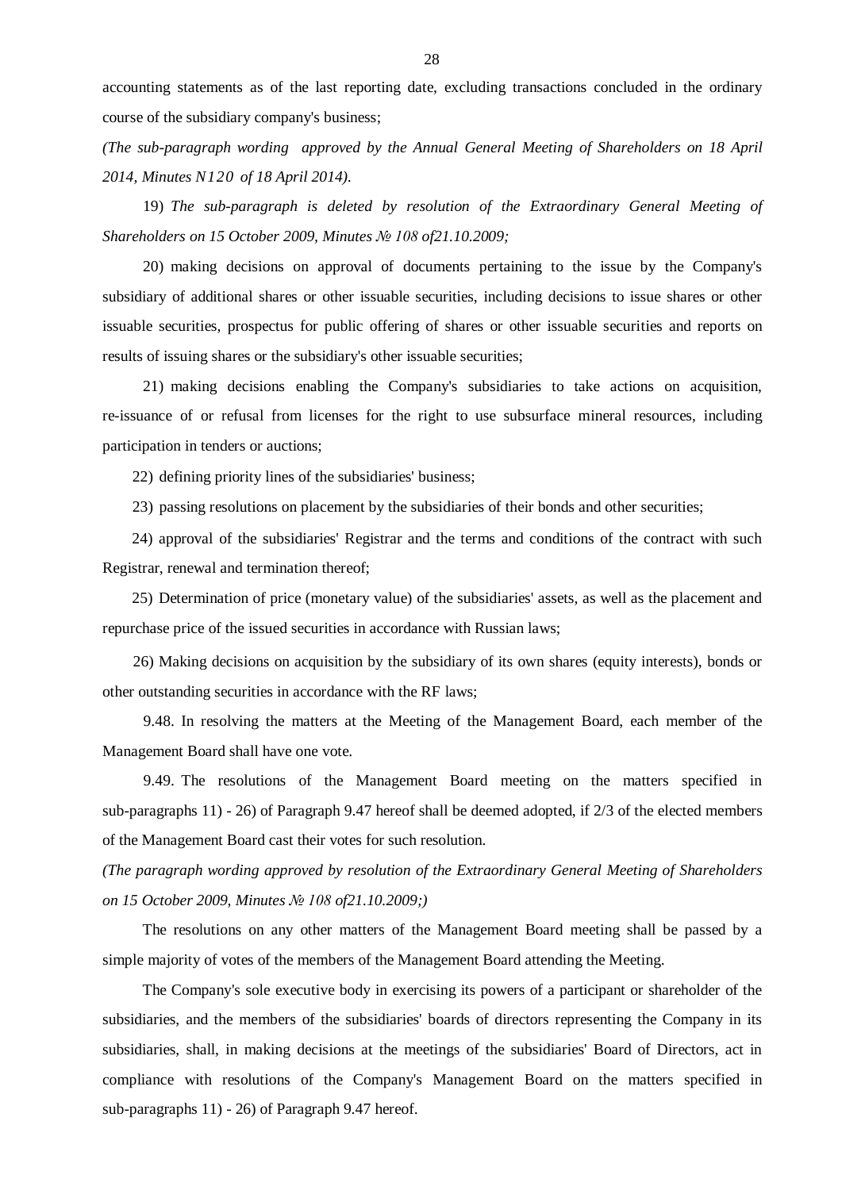accounting statements as of the last reporting date, excluding transactions concluded in the ordinary course of the subsidiary company's business;

*(The sub-paragraph wording approved by the Annual General Meeting of Shareholders on 18 April 2014, Minutes N120 of 18 April 2014).*

19) *The sub-paragraph is deleted by resolution of the Extraordinary General Meeting of Shareholders on 15 October 2009, Minutes № 108 of21.10.2009;*

20) making decisions on approval of documents pertaining to the issue by the Company's subsidiary of additional shares or other issuable securities, including decisions to issue shares or other issuable securities, prospectus for public offering of shares or other issuable securities and reports on results of issuing shares or the subsidiary's other issuable securities;

21) making decisions enabling the Company's subsidiaries to take actions on acquisition, re-issuance of or refusal from licenses for the right to use subsurface mineral resources, including participation in tenders or auctions;

22) defining priority lines of the subsidiaries' business;

23) passing resolutions on placement by the subsidiaries of their bonds and other securities;

24) approval of the subsidiaries' Registrar and the terms and conditions of the contract with such Registrar, renewal and termination thereof;

25) Determination of price (monetary value) of the subsidiaries' assets, as well as the placement and repurchase price of the issued securities in accordance with Russian laws;

26) Making decisions on acquisition by the subsidiary of its own shares (equity interests), bonds or other outstanding securities in accordance with the RF laws;

9.48. In resolving the matters at the Meeting of the Management Board, each member of the Management Board shall have one vote.

9.49. The resolutions of the Management Board meeting on the matters specified in sub-paragraphs 11) - 26) of Paragraph 9.47 hereof shall be deemed adopted, if 2/3 of the elected members of the Management Board cast their votes for such resolution.

*(The paragraph wording approved by resolution of the Extraordinary General Meeting of Shareholders on 15 October 2009, Minutes № 108 of21.10.2009;)*

The resolutions on any other matters of the Management Board meeting shall be passed by a simple majority of votes of the members of the Management Board attending the Meeting.

The Company's sole executive body in exercising its powers of a participant or shareholder of the subsidiaries, and the members of the subsidiaries' boards of directors representing the Company in its subsidiaries, shall, in making decisions at the meetings of the subsidiaries' Board of Directors, act in compliance with resolutions of the Company's Management Board on the matters specified in sub-paragraphs 11) - 26) of Paragraph 9.47 hereof.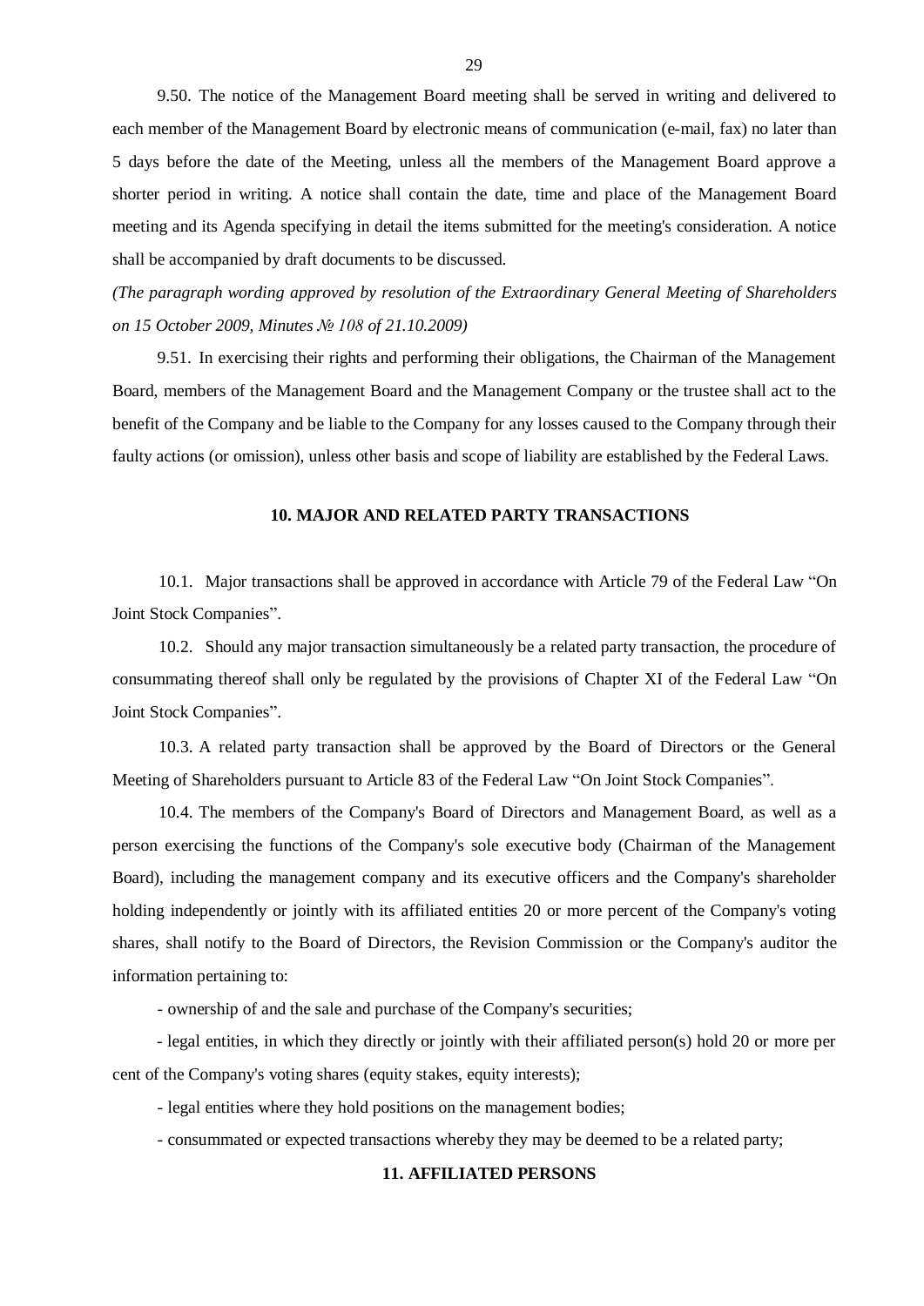9.50. The notice of the Management Board meeting shall be served in writing and delivered to each member of the Management Board by electronic means of communication (e-mail, fax) no later than 5 days before the date of the Meeting, unless all the members of the Management Board approve a shorter period in writing. A notice shall contain the date, time and place of the Management Board meeting and its Agenda specifying in detail the items submitted for the meeting's consideration. A notice shall be accompanied by draft documents to be discussed.

*(The paragraph wording approved by resolution of the Extraordinary General Meeting of Shareholders on 15 October 2009, Minutes № 108 of 21.10.2009)*

9.51. In exercising their rights and performing their obligations, the Chairman of the Management Board, members of the Management Board and the Management Company or the trustee shall act to the benefit of the Company and be liable to the Company for any losses caused to the Company through their faulty actions (or omission), unless other basis and scope of liability are established by the Federal Laws.

## 10. MAJOR AND RELATED PARTY TRANSACTIONS

10.1. Major transactions shall be approved in accordance with Article 79 of the Federal Law "On Joint Stock Companies".

10.2. Should any major transaction simultaneously be a related party transaction, the procedure of consummating thereof shall only be regulated by the provisions of Chapter XI of the Federal Law "On Joint Stock Companies".

10.3. A related party transaction shall be approved by the Board of Directors or the General Meeting of Shareholders pursuant to Article 83 of the Federal Law "On Joint Stock Companies".

10.4. The members of the Company's Board of Directors and Management Board, as well as a person exercising the functions of the Company's sole executive body (Chairman of the Management Board), including the management company and its executive officers and the Company's shareholder holding independently or jointly with its affiliated entities 20 or more percent of the Company's voting shares, shall notify to the Board of Directors, the Revision Commission or the Company's auditor the information pertaining to:

- ownership of and the sale and purchase of the Company's securities;
- legal entities, in which they directly or jointly with their affiliated person(s) hold 20 or more per cent of the Company's voting shares (equity stakes, equity interests);
- legal entities where they hold positions on the management bodies;
- consummated or expected transactions whereby they may be deemed to be a related party;

## 11. AFFILIATED PERSONS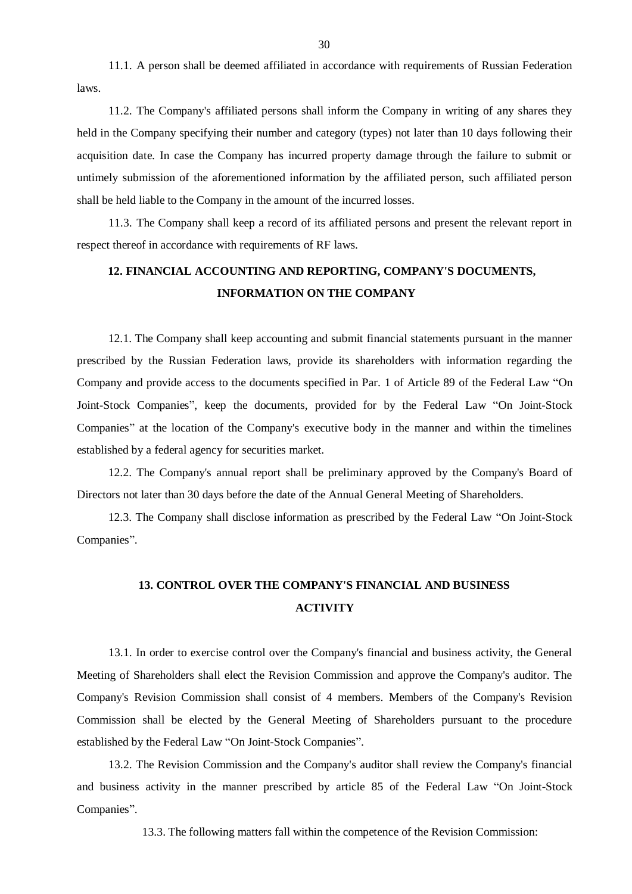11.1. A person shall be deemed affiliated in accordance with requirements of Russian Federation laws.

11.2. The Company's affiliated persons shall inform the Company in writing of any shares they held in the Company specifying their number and category (types) not later than 10 days following their acquisition date. In case the Company has incurred property damage through the failure to submit or untimely submission of the aforementioned information by the affiliated person, such affiliated person shall be held liable to the Company in the amount of the incurred losses.

11.3. The Company shall keep a record of its affiliated persons and present the relevant report in respect thereof in accordance with requirements of RF laws.

## 12. FINANCIAL ACCOUNTING AND REPORTING, COMPANY'S DOCUMENTS, INFORMATION ON THE COMPANY

12.1. The Company shall keep accounting and submit financial statements pursuant in the manner prescribed by the Russian Federation laws, provide its shareholders with information regarding the Company and provide access to the documents specified in Par. 1 of Article 89 of the Federal Law "On Joint-Stock Companies", keep the documents, provided for by the Federal Law "On Joint-Stock Companies" at the location of the Company's executive body in the manner and within the timelines established by a federal agency for securities market.

12.2. The Company's annual report shall be preliminary approved by the Company's Board of Directors not later than 30 days before the date of the Annual General Meeting of Shareholders.

12.3. The Company shall disclose information as prescribed by the Federal Law "On Joint-Stock Companies".

## 13. CONTROL OVER THE COMPANY'S FINANCIAL AND BUSINESS ACTIVITY

13.1. In order to exercise control over the Company's financial and business activity, the General Meeting of Shareholders shall elect the Revision Commission and approve the Company's auditor. The Company's Revision Commission shall consist of 4 members. Members of the Company's Revision Commission shall be elected by the General Meeting of Shareholders pursuant to the procedure established by the Federal Law "On Joint-Stock Companies".

13.2. The Revision Commission and the Company's auditor shall review the Company's financial and business activity in the manner prescribed by article 85 of the Federal Law "On Joint-Stock Companies".

13.3. The following matters fall within the competence of the Revision Commission: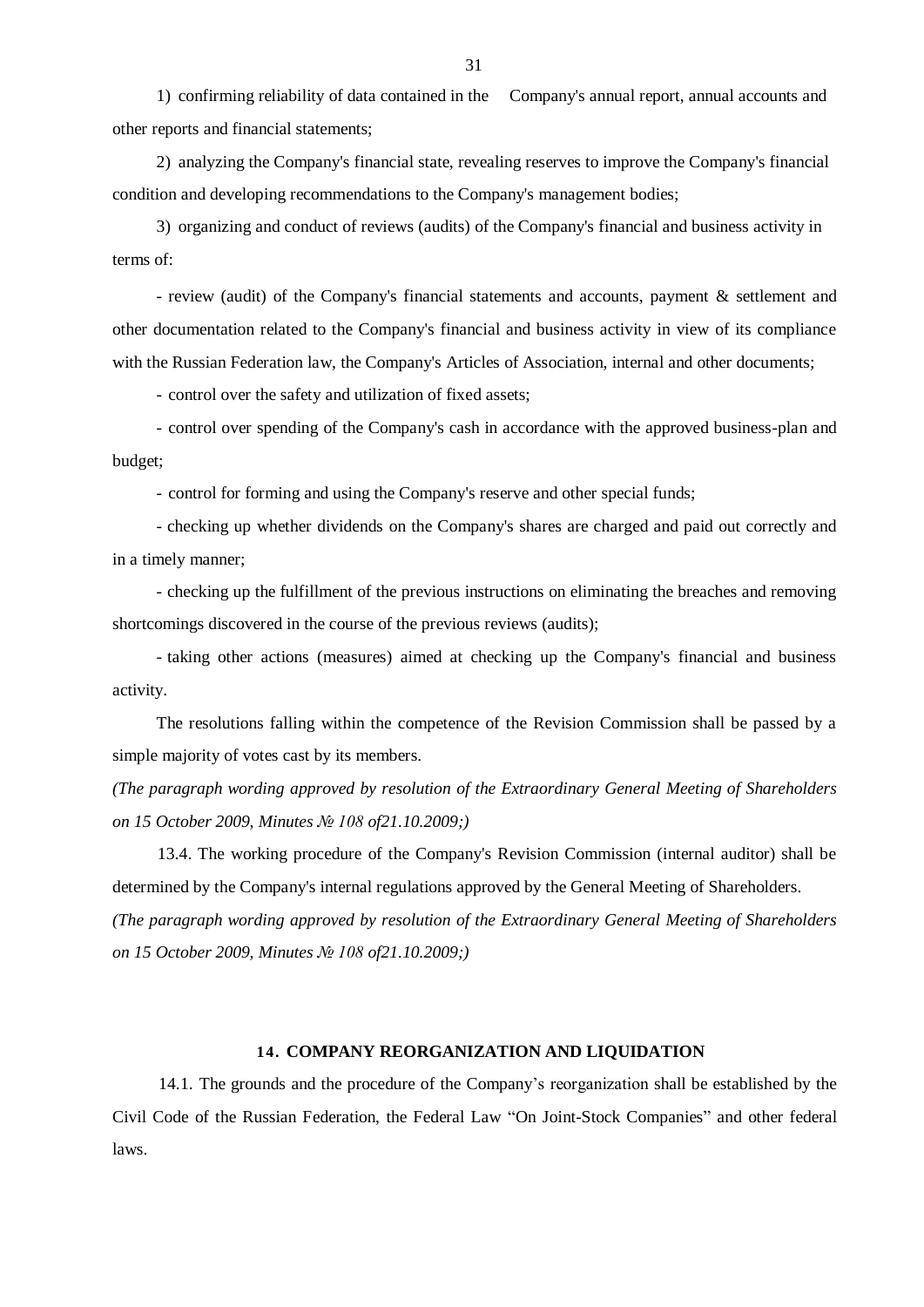1) confirming reliability of data contained in the Company's annual report, annual accounts and other reports and financial statements;

2) analyzing the Company's financial state, revealing reserves to improve the Company's financial condition and developing recommendations to the Company's management bodies;

3) organizing and conduct of reviews (audits) of the Company's financial and business activity in terms of:

- review (audit) of the Company's financial statements and accounts, payment & settlement and other documentation related to the Company's financial and business activity in view of its compliance with the Russian Federation law, the Company's Articles of Association, internal and other documents;

- control over the safety and utilization of fixed assets;

- control over spending of the Company's cash in accordance with the approved business-plan and budget;

- control for forming and using the Company's reserve and other special funds;

- checking up whether dividends on the Company's shares are charged and paid out correctly and in a timely manner;

- checking up the fulfillment of the previous instructions on eliminating the breaches and removing shortcomings discovered in the course of the previous reviews (audits);

- taking other actions (measures) aimed at checking up the Company's financial and business activity.

The resolutions falling within the competence of the Revision Commission shall be passed by a simple majority of votes cast by its members.

*(The paragraph wording approved by resolution of the Extraordinary General Meeting of Shareholders on 15 October 2009, Minutes № 108 of21.10.2009;)*

13.4. The working procedure of the Company's Revision Commission (internal auditor) shall be determined by the Company's internal regulations approved by the General Meeting of Shareholders.

*(The paragraph wording approved by resolution of the Extraordinary General Meeting of Shareholders on 15 October 2009, Minutes № 108 of21.10.2009;)*

## 14. COMPANY REORGANIZATION AND LIQUIDATION

14.1. The grounds and the procedure of the Company's reorganization shall be established by the Civil Code of the Russian Federation, the Federal Law "On Joint-Stock Companies" and other federal laws.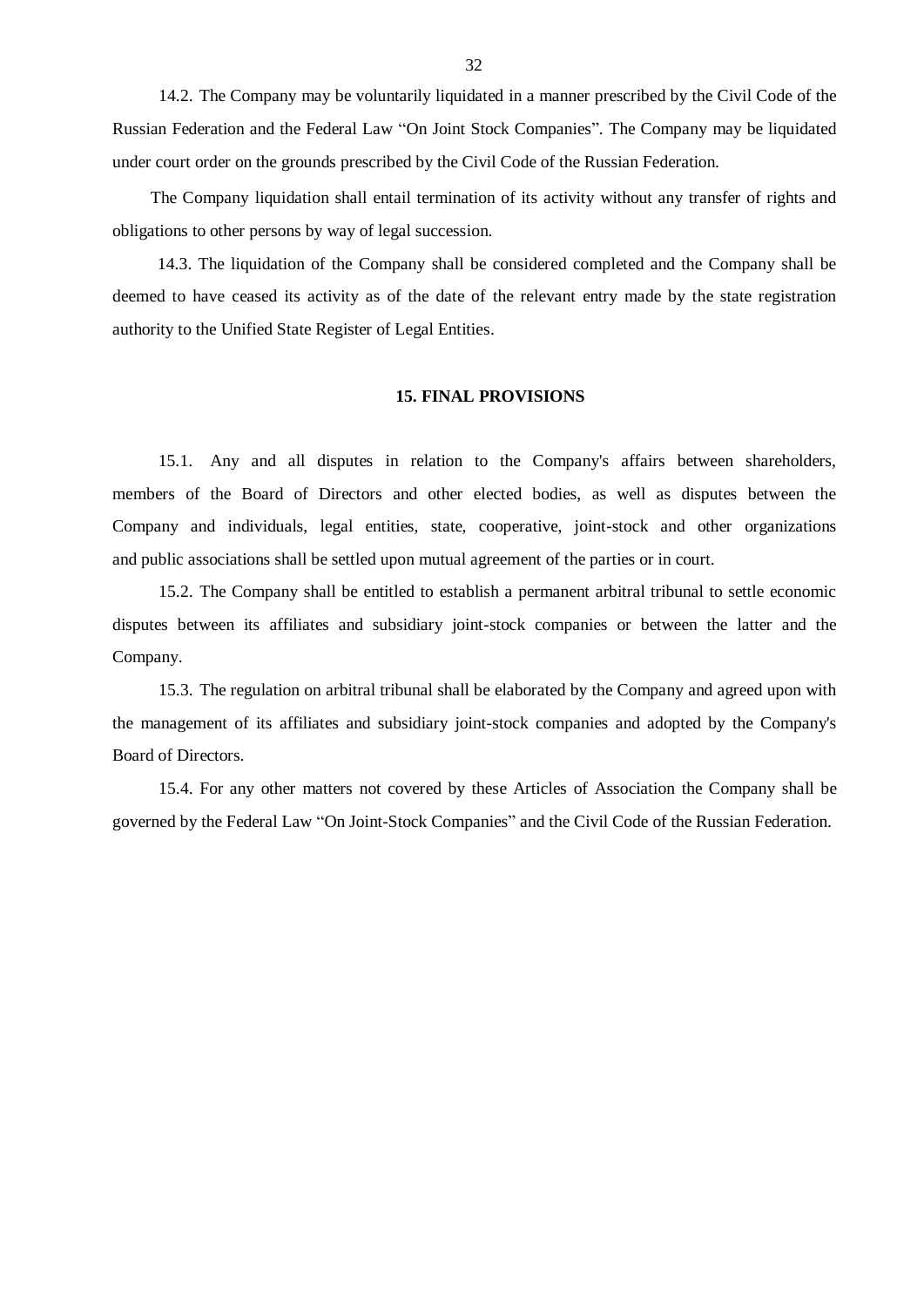14.2. The Company may be voluntarily liquidated in a manner prescribed by the Civil Code of the Russian Federation and the Federal Law "On Joint Stock Companies". The Company may be liquidated under court order on the grounds prescribed by the Civil Code of the Russian Federation.

The Company liquidation shall entail termination of its activity without any transfer of rights and obligations to other persons by way of legal succession.

14.3. The liquidation of the Company shall be considered completed and the Company shall be deemed to have ceased its activity as of the date of the relevant entry made by the state registration authority to the Unified State Register of Legal Entities.

## 15. FINAL PROVISIONS

15.1. Any and all disputes in relation to the Company's affairs between shareholders, members of the Board of Directors and other elected bodies, as well as disputes between the Company and individuals, legal entities, state, cooperative, joint-stock and other organizations and public associations shall be settled upon mutual agreement of the parties or in court.

15.2. The Company shall be entitled to establish a permanent arbitral tribunal to settle economic disputes between its affiliates and subsidiary joint-stock companies or between the latter and the Company.

15.3. The regulation on arbitral tribunal shall be elaborated by the Company and agreed upon with the management of its affiliates and subsidiary joint-stock companies and adopted by the Company's Board of Directors.

15.4. For any other matters not covered by these Articles of Association the Company shall be governed by the Federal Law "On Joint-Stock Companies" and the Civil Code of the Russian Federation.